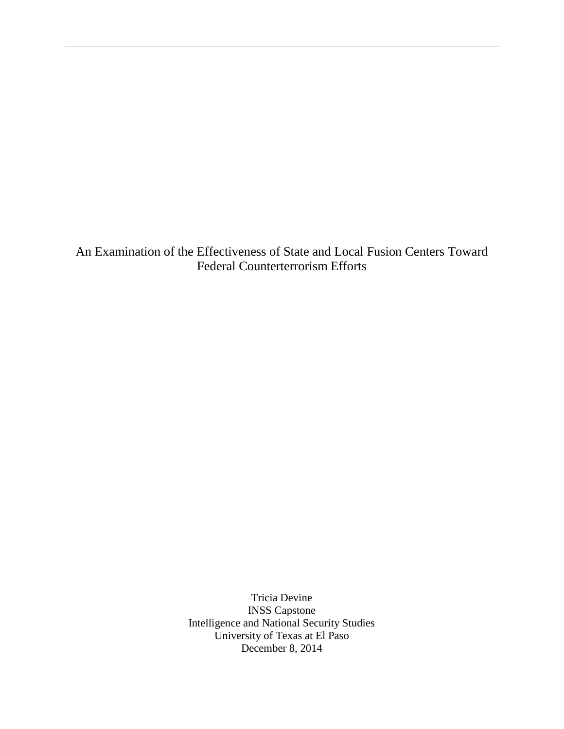# An Examination of the Effectiveness of State and Local Fusion Centers Toward Federal Counterterrorism Efforts

Tricia Devine
INSS Capstone
Intelligence and National Security Studies
University of Texas at El Paso
December 8, 2014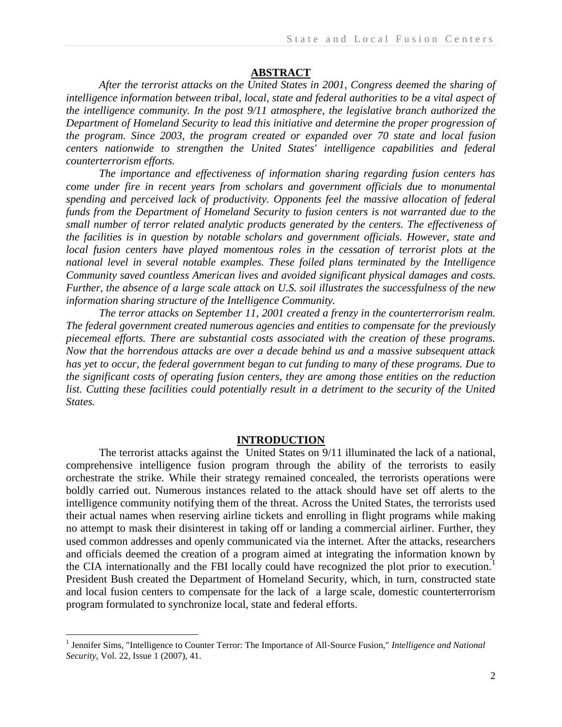## ABSTRACT

*After the terrorist attacks on the United States in 2001, Congress deemed the sharing of intelligence information between tribal, local, state and federal authorities to be a vital aspect of the intelligence community. In the post 9/11 atmosphere, the legislative branch authorized the Department of Homeland Security to lead this initiative and determine the proper progression of the program. Since 2003, the program created or expanded over 70 state and local fusion centers nationwide to strengthen the United States' intelligence capabilities and federal counterterrorism efforts.*

*The importance and effectiveness of information sharing regarding fusion centers has come under fire in recent years from scholars and government officials due to monumental spending and perceived lack of productivity. Opponents feel the massive allocation of federal funds from the Department of Homeland Security to fusion centers is not warranted due to the small number of terror related analytic products generated by the centers. The effectiveness of the facilities is in question by notable scholars and government officials. However, state and local fusion centers have played momentous roles in the cessation of terrorist plots at the national level in several notable examples. These foiled plans terminated by the Intelligence Community saved countless American lives and avoided significant physical damages and costs. Further, the absence of a large scale attack on U.S. soil illustrates the successfulness of the new information sharing structure of the Intelligence Community.*

*The terror attacks on September 11, 2001 created a frenzy in the counterterrorism realm. The federal government created numerous agencies and entities to compensate for the previously piecemeal efforts. There are substantial costs associated with the creation of these programs. Now that the horrendous attacks are over a decade behind us and a massive subsequent attack has yet to occur, the federal government began to cut funding to many of these programs. Due to the significant costs of operating fusion centers, they are among those entities on the reduction list. Cutting these facilities could potentially result in a detriment to the security of the United States.*

## INTRODUCTION

The terrorist attacks against the United States on 9/11 illuminated the lack of a national, comprehensive intelligence fusion program through the ability of the terrorists to easily orchestrate the strike. While their strategy remained concealed, the terrorists operations were boldly carried out. Numerous instances related to the attack should have set off alerts to the intelligence community notifying them of the threat. Across the United States, the terrorists used their actual names when reserving airline tickets and enrolling in flight programs while making no attempt to mask their disinterest in taking off or landing a commercial airliner. Further, they used common addresses and openly communicated via the internet. After the attacks, researchers and officials deemed the creation of a program aimed at integrating the information known by the CIA internationally and the FBI locally could have recognized the plot prior to execution.[1] President Bush created the Department of Homeland Security, which, in turn, constructed state and local fusion centers to compensate for the lack of a large scale, domestic counterterrorism program formulated to synchronize local, state and federal efforts.

---

[1] Jennifer Sims, "Intelligence to Counter Terror: The Importance of All-Source Fusion," *Intelligence and National Security*, Vol. 22, Issue 1 (2007), 41.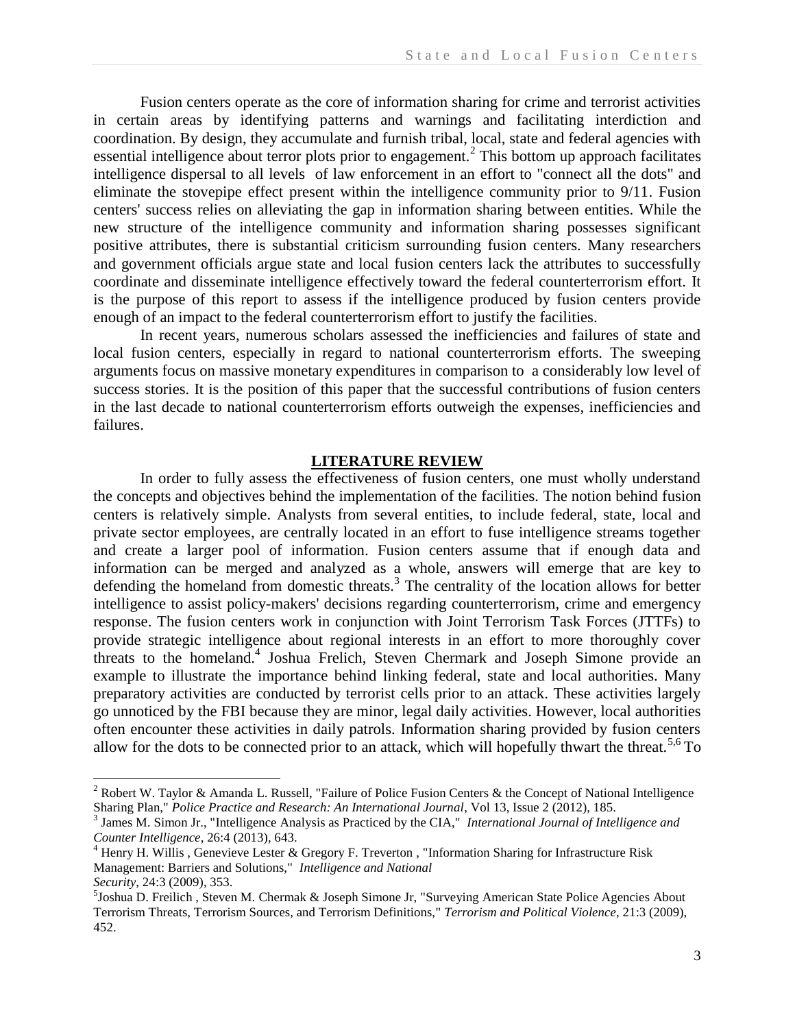Fusion centers operate as the core of information sharing for crime and terrorist activities in certain areas by identifying patterns and warnings and facilitating interdiction and coordination. By design, they accumulate and furnish tribal, local, state and federal agencies with essential intelligence about terror plots prior to engagement.[2] This bottom up approach facilitates intelligence dispersal to all levels of law enforcement in an effort to "connect all the dots" and eliminate the stovepipe effect present within the intelligence community prior to 9/11. Fusion centers' success relies on alleviating the gap in information sharing between entities. While the new structure of the intelligence community and information sharing possesses significant positive attributes, there is substantial criticism surrounding fusion centers. Many researchers and government officials argue state and local fusion centers lack the attributes to successfully coordinate and disseminate intelligence effectively toward the federal counterterrorism effort. It is the purpose of this report to assess if the intelligence produced by fusion centers provide enough of an impact to the federal counterterrorism effort to justify the facilities.

In recent years, numerous scholars assessed the inefficiencies and failures of state and local fusion centers, especially in regard to national counterterrorism efforts. The sweeping arguments focus on massive monetary expenditures in comparison to a considerably low level of success stories. It is the position of this paper that the successful contributions of fusion centers in the last decade to national counterterrorism efforts outweigh the expenses, inefficiencies and failures.

## LITERATURE REVIEW

In order to fully assess the effectiveness of fusion centers, one must wholly understand the concepts and objectives behind the implementation of the facilities. The notion behind fusion centers is relatively simple. Analysts from several entities, to include federal, state, local and private sector employees, are centrally located in an effort to fuse intelligence streams together and create a larger pool of information. Fusion centers assume that if enough data and information can be merged and analyzed as a whole, answers will emerge that are key to defending the homeland from domestic threats.[3] The centrality of the location allows for better intelligence to assist policy-makers' decisions regarding counterterrorism, crime and emergency response. The fusion centers work in conjunction with Joint Terrorism Task Forces (JTTFs) to provide strategic intelligence about regional interests in an effort to more thoroughly cover threats to the homeland.[4] Joshua Frelich, Steven Chermark and Joseph Simone provide an example to illustrate the importance behind linking federal, state and local authorities. Many preparatory activities are conducted by terrorist cells prior to an attack. These activities largely go unnoticed by the FBI because they are minor, legal daily activities. However, local authorities often encounter these activities in daily patrols. Information sharing provided by fusion centers allow for the dots to be connected prior to an attack, which will hopefully thwart the threat.[5,6] To

---

[2] Robert W. Taylor & Amanda L. Russell, "Failure of Police Fusion Centers & the Concept of National Intelligence Sharing Plan," *Police Practice and Research: An International Journal*, Vol 13, Issue 2 (2012), 185.

[3] James M. Simon Jr., "Intelligence Analysis as Practiced by the CIA," *International Journal of Intelligence and Counter Intelligence*, 26:4 (2013), 643.

[4] Henry H. Willis , Genevieve Lester & Gregory F. Treverton , "Information Sharing for Infrastructure Risk Management: Barriers and Solutions," *Intelligence and National Security*, 24:3 (2009), 353.

[5] Joshua D. Freilich , Steven M. Chermak & Joseph Simone Jr, "Surveying American State Police Agencies About Terrorism Threats, Terrorism Sources, and Terrorism Definitions," *Terrorism and Political Violence*, 21:3 (2009), 452.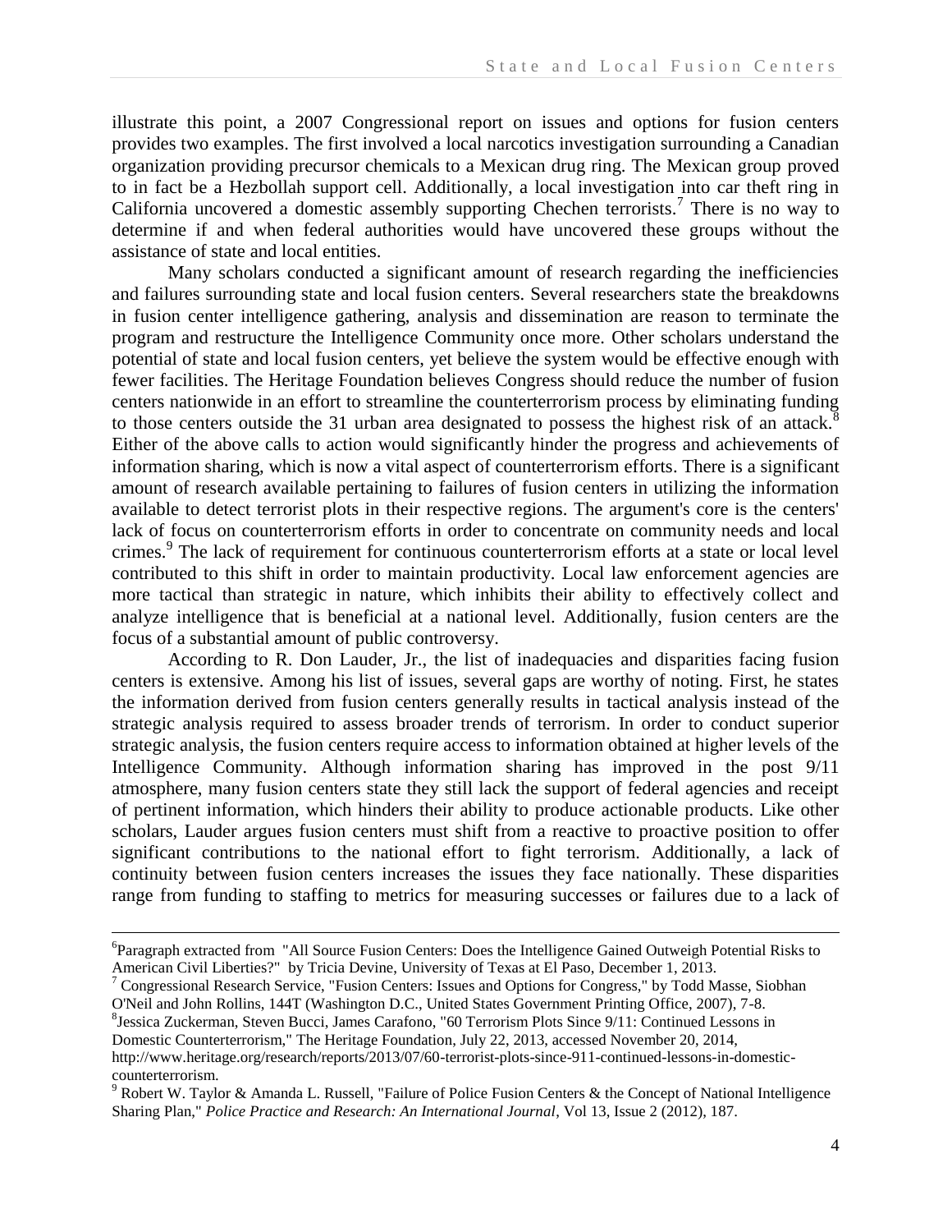illustrate this point, a 2007 Congressional report on issues and options for fusion centers provides two examples. The first involved a local narcotics investigation surrounding a Canadian organization providing precursor chemicals to a Mexican drug ring. The Mexican group proved to in fact be a Hezbollah support cell. Additionally, a local investigation into car theft ring in California uncovered a domestic assembly supporting Chechen terrorists.[7] There is no way to determine if and when federal authorities would have uncovered these groups without the assistance of state and local entities.

Many scholars conducted a significant amount of research regarding the inefficiencies and failures surrounding state and local fusion centers. Several researchers state the breakdowns in fusion center intelligence gathering, analysis and dissemination are reason to terminate the program and restructure the Intelligence Community once more. Other scholars understand the potential of state and local fusion centers, yet believe the system would be effective enough with fewer facilities. The Heritage Foundation believes Congress should reduce the number of fusion centers nationwide in an effort to streamline the counterterrorism process by eliminating funding to those centers outside the 31 urban area designated to possess the highest risk of an attack.[8] Either of the above calls to action would significantly hinder the progress and achievements of information sharing, which is now a vital aspect of counterterrorism efforts. There is a significant amount of research available pertaining to failures of fusion centers in utilizing the information available to detect terrorist plots in their respective regions. The argument's core is the centers' lack of focus on counterterrorism efforts in order to concentrate on community needs and local crimes.[9] The lack of requirement for continuous counterterrorism efforts at a state or local level contributed to this shift in order to maintain productivity. Local law enforcement agencies are more tactical than strategic in nature, which inhibits their ability to effectively collect and analyze intelligence that is beneficial at a national level. Additionally, fusion centers are the focus of a substantial amount of public controversy.

According to R. Don Lauder, Jr., the list of inadequacies and disparities facing fusion centers is extensive. Among his list of issues, several gaps are worthy of noting. First, he states the information derived from fusion centers generally results in tactical analysis instead of the strategic analysis required to assess broader trends of terrorism. In order to conduct superior strategic analysis, the fusion centers require access to information obtained at higher levels of the Intelligence Community. Although information sharing has improved in the post 9/11 atmosphere, many fusion centers state they still lack the support of federal agencies and receipt of pertinent information, which hinders their ability to produce actionable products. Like other scholars, Lauder argues fusion centers must shift from a reactive to proactive position to offer significant contributions to the national effort to fight terrorism. Additionally, a lack of continuity between fusion centers increases the issues they face nationally. These disparities range from funding to staffing to metrics for measuring successes or failures due to a lack of

---

[6]Paragraph extracted from "All Source Fusion Centers: Does the Intelligence Gained Outweigh Potential Risks to American Civil Liberties?" by Tricia Devine, University of Texas at El Paso, December 1, 2013.

[7] Congressional Research Service, "Fusion Centers: Issues and Options for Congress," by Todd Masse, Siobhan O'Neil and John Rollins, 144T (Washington D.C., United States Government Printing Office, 2007), 7-8.

[8]Jessica Zuckerman, Steven Bucci, James Carafono, "60 Terrorism Plots Since 9/11: Continued Lessons in Domestic Counterterrorism," The Heritage Foundation, July 22, 2013, accessed November 20, 2014, http://www.heritage.org/research/reports/2013/07/60-terrorist-plots-since-911-continued-lessons-in-domestic-counterterrorism.

[9] Robert W. Taylor & Amanda L. Russell, "Failure of Police Fusion Centers & the Concept of National Intelligence Sharing Plan," *Police Practice and Research: An International Journal*, Vol 13, Issue 2 (2012), 187.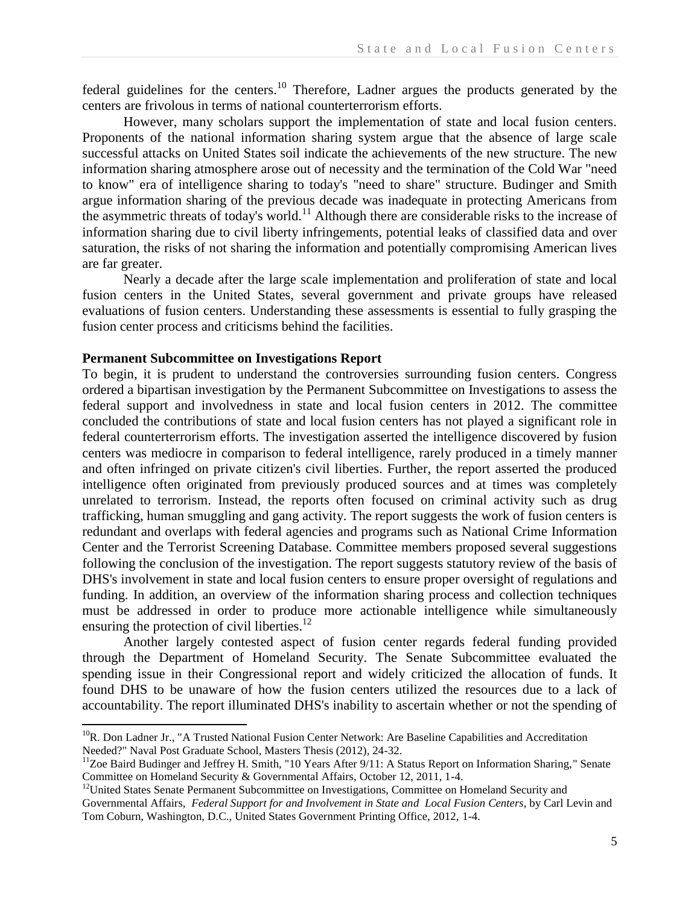federal guidelines for the centers.[10] Therefore, Ladner argues the products generated by the centers are frivolous in terms of national counterterrorism efforts.

However, many scholars support the implementation of state and local fusion centers. Proponents of the national information sharing system argue that the absence of large scale successful attacks on United States soil indicate the achievements of the new structure. The new information sharing atmosphere arose out of necessity and the termination of the Cold War "need to know" era of intelligence sharing to today's "need to share" structure. Budinger and Smith argue information sharing of the previous decade was inadequate in protecting Americans from the asymmetric threats of today's world.[11] Although there are considerable risks to the increase of information sharing due to civil liberty infringements, potential leaks of classified data and over saturation, the risks of not sharing the information and potentially compromising American lives are far greater.

Nearly a decade after the large scale implementation and proliferation of state and local fusion centers in the United States, several government and private groups have released evaluations of fusion centers. Understanding these assessments is essential to fully grasping the fusion center process and criticisms behind the facilities.

**Permanent Subcommittee on Investigations Report**

To begin, it is prudent to understand the controversies surrounding fusion centers. Congress ordered a bipartisan investigation by the Permanent Subcommittee on Investigations to assess the federal support and involvedness in state and local fusion centers in 2012. The committee concluded the contributions of state and local fusion centers has not played a significant role in federal counterterrorism efforts. The investigation asserted the intelligence discovered by fusion centers was mediocre in comparison to federal intelligence, rarely produced in a timely manner and often infringed on private citizen's civil liberties. Further, the report asserted the produced intelligence often originated from previously produced sources and at times was completely unrelated to terrorism. Instead, the reports often focused on criminal activity such as drug trafficking, human smuggling and gang activity. The report suggests the work of fusion centers is redundant and overlaps with federal agencies and programs such as National Crime Information Center and the Terrorist Screening Database. Committee members proposed several suggestions following the conclusion of the investigation. The report suggests statutory review of the basis of DHS's involvement in state and local fusion centers to ensure proper oversight of regulations and funding. In addition, an overview of the information sharing process and collection techniques must be addressed in order to produce more actionable intelligence while simultaneously ensuring the protection of civil liberties.[12]

Another largely contested aspect of fusion center regards federal funding provided through the Department of Homeland Security. The Senate Subcommittee evaluated the spending issue in their Congressional report and widely criticized the allocation of funds. It found DHS to be unaware of how the fusion centers utilized the resources due to a lack of accountability. The report illuminated DHS's inability to ascertain whether or not the spending of

---

[10] R. Don Ladner Jr., "A Trusted National Fusion Center Network: Are Baseline Capabilities and Accreditation Needed?" Naval Post Graduate School, Masters Thesis (2012), 24-32.

[11] Zoe Baird Budinger and Jeffrey H. Smith, "10 Years After 9/11: A Status Report on Information Sharing," Senate Committee on Homeland Security & Governmental Affairs, October 12, 2011, 1-4.

[12] United States Senate Permanent Subcommittee on Investigations, Committee on Homeland Security and Governmental Affairs, *Federal Support for and Involvement in State and Local Fusion Centers*, by Carl Levin and Tom Coburn, Washington, D.C., United States Government Printing Office, 2012, 1-4.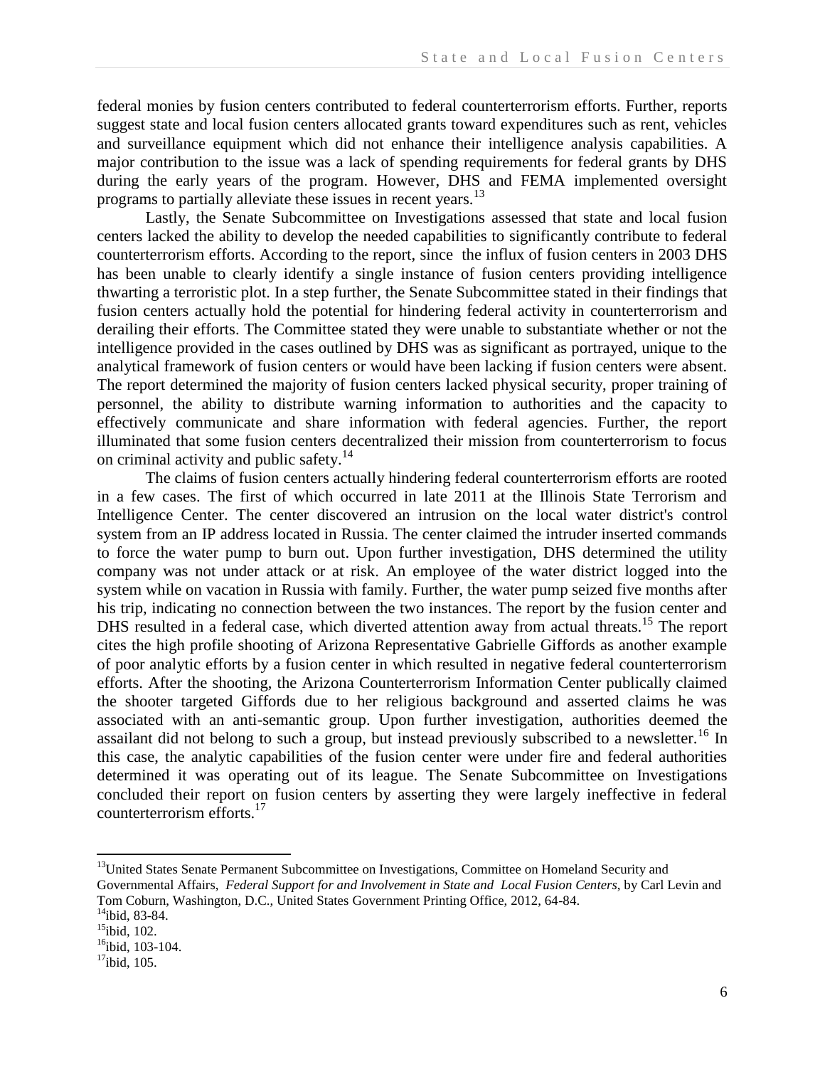federal monies by fusion centers contributed to federal counterterrorism efforts. Further, reports suggest state and local fusion centers allocated grants toward expenditures such as rent, vehicles and surveillance equipment which did not enhance their intelligence analysis capabilities. A major contribution to the issue was a lack of spending requirements for federal grants by DHS during the early years of the program. However, DHS and FEMA implemented oversight programs to partially alleviate these issues in recent years.[13]

Lastly, the Senate Subcommittee on Investigations assessed that state and local fusion centers lacked the ability to develop the needed capabilities to significantly contribute to federal counterterrorism efforts. According to the report, since the influx of fusion centers in 2003 DHS has been unable to clearly identify a single instance of fusion centers providing intelligence thwarting a terroristic plot. In a step further, the Senate Subcommittee stated in their findings that fusion centers actually hold the potential for hindering federal activity in counterterrorism and derailing their efforts. The Committee stated they were unable to substantiate whether or not the intelligence provided in the cases outlined by DHS was as significant as portrayed, unique to the analytical framework of fusion centers or would have been lacking if fusion centers were absent. The report determined the majority of fusion centers lacked physical security, proper training of personnel, the ability to distribute warning information to authorities and the capacity to effectively communicate and share information with federal agencies. Further, the report illuminated that some fusion centers decentralized their mission from counterterrorism to focus on criminal activity and public safety.[14]

The claims of fusion centers actually hindering federal counterterrorism efforts are rooted in a few cases. The first of which occurred in late 2011 at the Illinois State Terrorism and Intelligence Center. The center discovered an intrusion on the local water district's control system from an IP address located in Russia. The center claimed the intruder inserted commands to force the water pump to burn out. Upon further investigation, DHS determined the utility company was not under attack or at risk. An employee of the water district logged into the system while on vacation in Russia with family. Further, the water pump seized five months after his trip, indicating no connection between the two instances. The report by the fusion center and DHS resulted in a federal case, which diverted attention away from actual threats.[15] The report cites the high profile shooting of Arizona Representative Gabrielle Giffords as another example of poor analytic efforts by a fusion center in which resulted in negative federal counterterrorism efforts. After the shooting, the Arizona Counterterrorism Information Center publically claimed the shooter targeted Giffords due to her religious background and asserted claims he was associated with an anti-semantic group. Upon further investigation, authorities deemed the assailant did not belong to such a group, but instead previously subscribed to a newsletter.[16] In this case, the analytic capabilities of the fusion center were under fire and federal authorities determined it was operating out of its league. The Senate Subcommittee on Investigations concluded their report on fusion centers by asserting they were largely ineffective in federal counterterrorism efforts.[17]

---

[13] United States Senate Permanent Subcommittee on Investigations, Committee on Homeland Security and Governmental Affairs, *Federal Support for and Involvement in State and Local Fusion Centers*, by Carl Levin and Tom Coburn, Washington, D.C., United States Government Printing Office, 2012, 64-84.

[14] ibid, 83-84.

[15] ibid, 102.

[16] ibid, 103-104.

[17] ibid, 105.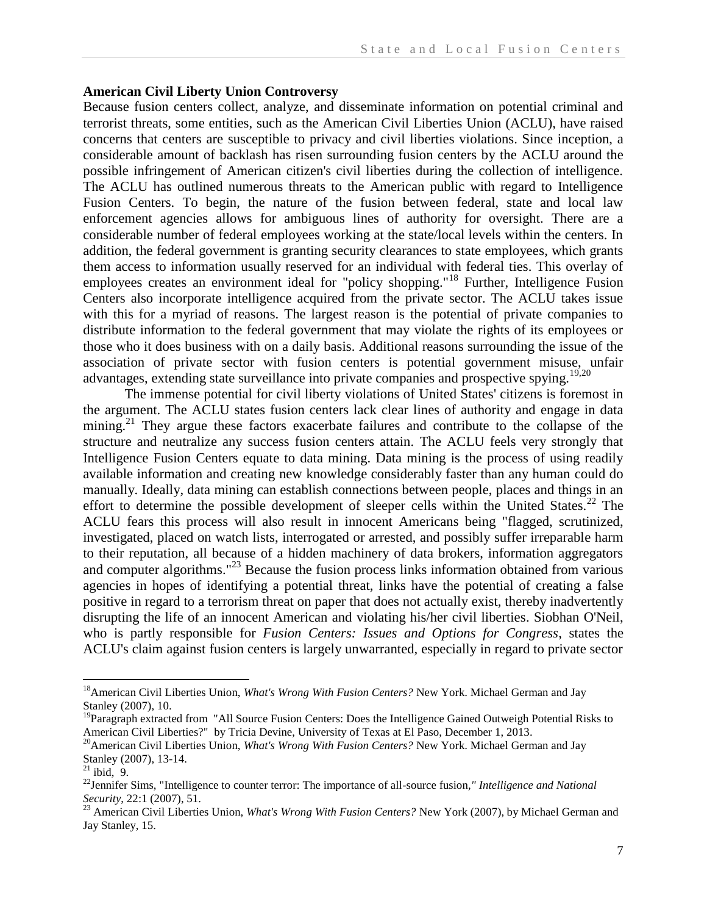**American Civil Liberty Union Controversy**

Because fusion centers collect, analyze, and disseminate information on potential criminal and terrorist threats, some entities, such as the American Civil Liberties Union (ACLU), have raised concerns that centers are susceptible to privacy and civil liberties violations. Since inception, a considerable amount of backlash has risen surrounding fusion centers by the ACLU around the possible infringement of American citizen's civil liberties during the collection of intelligence. The ACLU has outlined numerous threats to the American public with regard to Intelligence Fusion Centers. To begin, the nature of the fusion between federal, state and local law enforcement agencies allows for ambiguous lines of authority for oversight. There are a considerable number of federal employees working at the state/local levels within the centers. In addition, the federal government is granting security clearances to state employees, which grants them access to information usually reserved for an individual with federal ties. This overlay of employees creates an environment ideal for "policy shopping."[18] Further, Intelligence Fusion Centers also incorporate intelligence acquired from the private sector. The ACLU takes issue with this for a myriad of reasons. The largest reason is the potential of private companies to distribute information to the federal government that may violate the rights of its employees or those who it does business with on a daily basis. Additional reasons surrounding the issue of the association of private sector with fusion centers is potential government misuse, unfair advantages, extending state surveillance into private companies and prospective spying.[19,20]

The immense potential for civil liberty violations of United States' citizens is foremost in the argument. The ACLU states fusion centers lack clear lines of authority and engage in data mining.[21] They argue these factors exacerbate failures and contribute to the collapse of the structure and neutralize any success fusion centers attain. The ACLU feels very strongly that Intelligence Fusion Centers equate to data mining. Data mining is the process of using readily available information and creating new knowledge considerably faster than any human could do manually. Ideally, data mining can establish connections between people, places and things in an effort to determine the possible development of sleeper cells within the United States.[22] The ACLU fears this process will also result in innocent Americans being "flagged, scrutinized, investigated, placed on watch lists, interrogated or arrested, and possibly suffer irreparable harm to their reputation, all because of a hidden machinery of data brokers, information aggregators and computer algorithms."[23] Because the fusion process links information obtained from various agencies in hopes of identifying a potential threat, links have the potential of creating a false positive in regard to a terrorism threat on paper that does not actually exist, thereby inadvertently disrupting the life of an innocent American and violating his/her civil liberties. Siobhan O'Neil, who is partly responsible for *Fusion Centers: Issues and Options for Congress*, states the ACLU's claim against fusion centers is largely unwarranted, especially in regard to private sector

---

[18] American Civil Liberties Union, *What's Wrong With Fusion Centers?* New York. Michael German and Jay Stanley (2007), 10.

[19] Paragraph extracted from "All Source Fusion Centers: Does the Intelligence Gained Outweigh Potential Risks to American Civil Liberties?" by Tricia Devine, University of Texas at El Paso, December 1, 2013.

[20] American Civil Liberties Union, *What's Wrong With Fusion Centers?* New York. Michael German and Jay Stanley (2007), 13-14.

[21] ibid, 9.

[22] Jennifer Sims, "Intelligence to counter terror: The importance of all-source fusion," *Intelligence and National Security*, 22:1 (2007), 51.

[23] American Civil Liberties Union, *What's Wrong With Fusion Centers?* New York (2007), by Michael German and Jay Stanley, 15.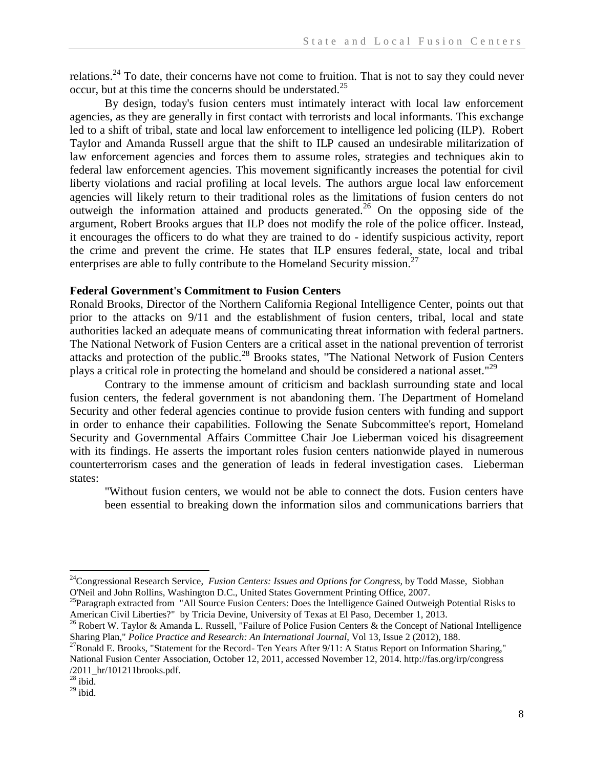relations.[24] To date, their concerns have not come to fruition. That is not to say they could never occur, but at this time the concerns should be understated.[25]

By design, today's fusion centers must intimately interact with local law enforcement agencies, as they are generally in first contact with terrorists and local informants. This exchange led to a shift of tribal, state and local law enforcement to intelligence led policing (ILP). Robert Taylor and Amanda Russell argue that the shift to ILP caused an undesirable militarization of law enforcement agencies and forces them to assume roles, strategies and techniques akin to federal law enforcement agencies. This movement significantly increases the potential for civil liberty violations and racial profiling at local levels. The authors argue local law enforcement agencies will likely return to their traditional roles as the limitations of fusion centers do not outweigh the information attained and products generated.[26] On the opposing side of the argument, Robert Brooks argues that ILP does not modify the role of the police officer. Instead, it encourages the officers to do what they are trained to do - identify suspicious activity, report the crime and prevent the crime. He states that ILP ensures federal, state, local and tribal enterprises are able to fully contribute to the Homeland Security mission.[27]

**Federal Government's Commitment to Fusion Centers**

Ronald Brooks, Director of the Northern California Regional Intelligence Center, points out that prior to the attacks on 9/11 and the establishment of fusion centers, tribal, local and state authorities lacked an adequate means of communicating threat information with federal partners. The National Network of Fusion Centers are a critical asset in the national prevention of terrorist attacks and protection of the public.[28] Brooks states, "The National Network of Fusion Centers plays a critical role in protecting the homeland and should be considered a national asset."[29]

Contrary to the immense amount of criticism and backlash surrounding state and local fusion centers, the federal government is not abandoning them. The Department of Homeland Security and other federal agencies continue to provide fusion centers with funding and support in order to enhance their capabilities. Following the Senate Subcommittee's report, Homeland Security and Governmental Affairs Committee Chair Joe Lieberman voiced his disagreement with its findings. He asserts the important roles fusion centers nationwide played in numerous counterterrorism cases and the generation of leads in federal investigation cases. Lieberman states:

> "Without fusion centers, we would not be able to connect the dots. Fusion centers have been essential to breaking down the information silos and communications barriers that

---

[24] Congressional Research Service, *Fusion Centers: Issues and Options for Congress,* by Todd Masse, Siobhan O'Neil and John Rollins, Washington D.C., United States Government Printing Office, 2007.

[25] Paragraph extracted from "All Source Fusion Centers: Does the Intelligence Gained Outweigh Potential Risks to American Civil Liberties?" by Tricia Devine, University of Texas at El Paso, December 1, 2013.

[26] Robert W. Taylor & Amanda L. Russell, "Failure of Police Fusion Centers & the Concept of National Intelligence Sharing Plan," *Police Practice and Research: An International Journal*, Vol 13, Issue 2 (2012), 188.

[27] Ronald E. Brooks, "Statement for the Record- Ten Years After 9/11: A Status Report on Information Sharing," National Fusion Center Association, October 12, 2011, accessed November 12, 2014. http://fas.org/irp/congress /2011_hr/101211brooks.pdf.

[28] ibid.

[29] ibid.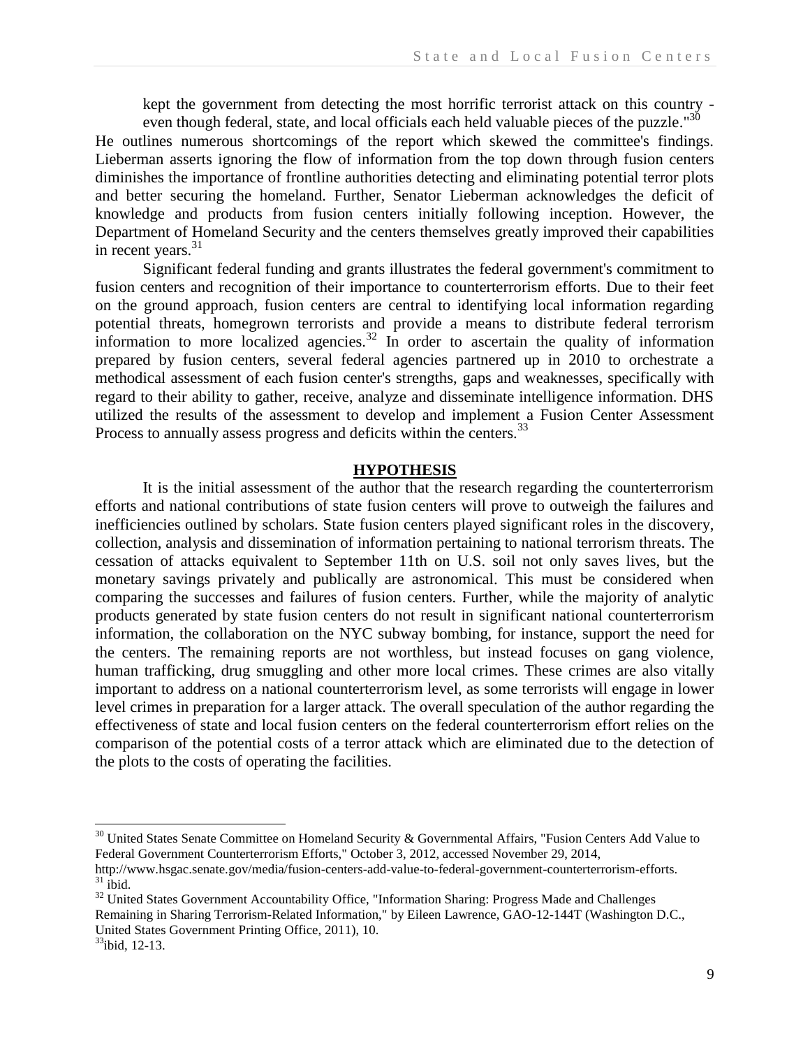kept the government from detecting the most horrific terrorist attack on this country - even though federal, state, and local officials each held valuable pieces of the puzzle."[30] He outlines numerous shortcomings of the report which skewed the committee's findings. Lieberman asserts ignoring the flow of information from the top down through fusion centers diminishes the importance of frontline authorities detecting and eliminating potential terror plots and better securing the homeland. Further, Senator Lieberman acknowledges the deficit of knowledge and products from fusion centers initially following inception. However, the Department of Homeland Security and the centers themselves greatly improved their capabilities in recent years.[31]

Significant federal funding and grants illustrates the federal government's commitment to fusion centers and recognition of their importance to counterterrorism efforts. Due to their feet on the ground approach, fusion centers are central to identifying local information regarding potential threats, homegrown terrorists and provide a means to distribute federal terrorism information to more localized agencies.[32] In order to ascertain the quality of information prepared by fusion centers, several federal agencies partnered up in 2010 to orchestrate a methodical assessment of each fusion center's strengths, gaps and weaknesses, specifically with regard to their ability to gather, receive, analyze and disseminate intelligence information. DHS utilized the results of the assessment to develop and implement a Fusion Center Assessment Process to annually assess progress and deficits within the centers.[33]

## HYPOTHESIS

It is the initial assessment of the author that the research regarding the counterterrorism efforts and national contributions of state fusion centers will prove to outweigh the failures and inefficiencies outlined by scholars. State fusion centers played significant roles in the discovery, collection, analysis and dissemination of information pertaining to national terrorism threats. The cessation of attacks equivalent to September 11th on U.S. soil not only saves lives, but the monetary savings privately and publically are astronomical. This must be considered when comparing the successes and failures of fusion centers. Further, while the majority of analytic products generated by state fusion centers do not result in significant national counterterrorism information, the collaboration on the NYC subway bombing, for instance, support the need for the centers. The remaining reports are not worthless, but instead focuses on gang violence, human trafficking, drug smuggling and other more local crimes. These crimes are also vitally important to address on a national counterterrorism level, as some terrorists will engage in lower level crimes in preparation for a larger attack. The overall speculation of the author regarding the effectiveness of state and local fusion centers on the federal counterterrorism effort relies on the comparison of the potential costs of a terror attack which are eliminated due to the detection of the plots to the costs of operating the facilities.

---

[30] United States Senate Committee on Homeland Security & Governmental Affairs, "Fusion Centers Add Value to Federal Government Counterterrorism Efforts," October 3, 2012, accessed November 29, 2014, http://www.hsgac.senate.gov/media/fusion-centers-add-value-to-federal-government-counterterrorism-efforts.

[31] ibid.

[32] United States Government Accountability Office, "Information Sharing: Progress Made and Challenges Remaining in Sharing Terrorism-Related Information," by Eileen Lawrence, GAO-12-144T (Washington D.C., United States Government Printing Office, 2011), 10.

[33] ibid, 12-13.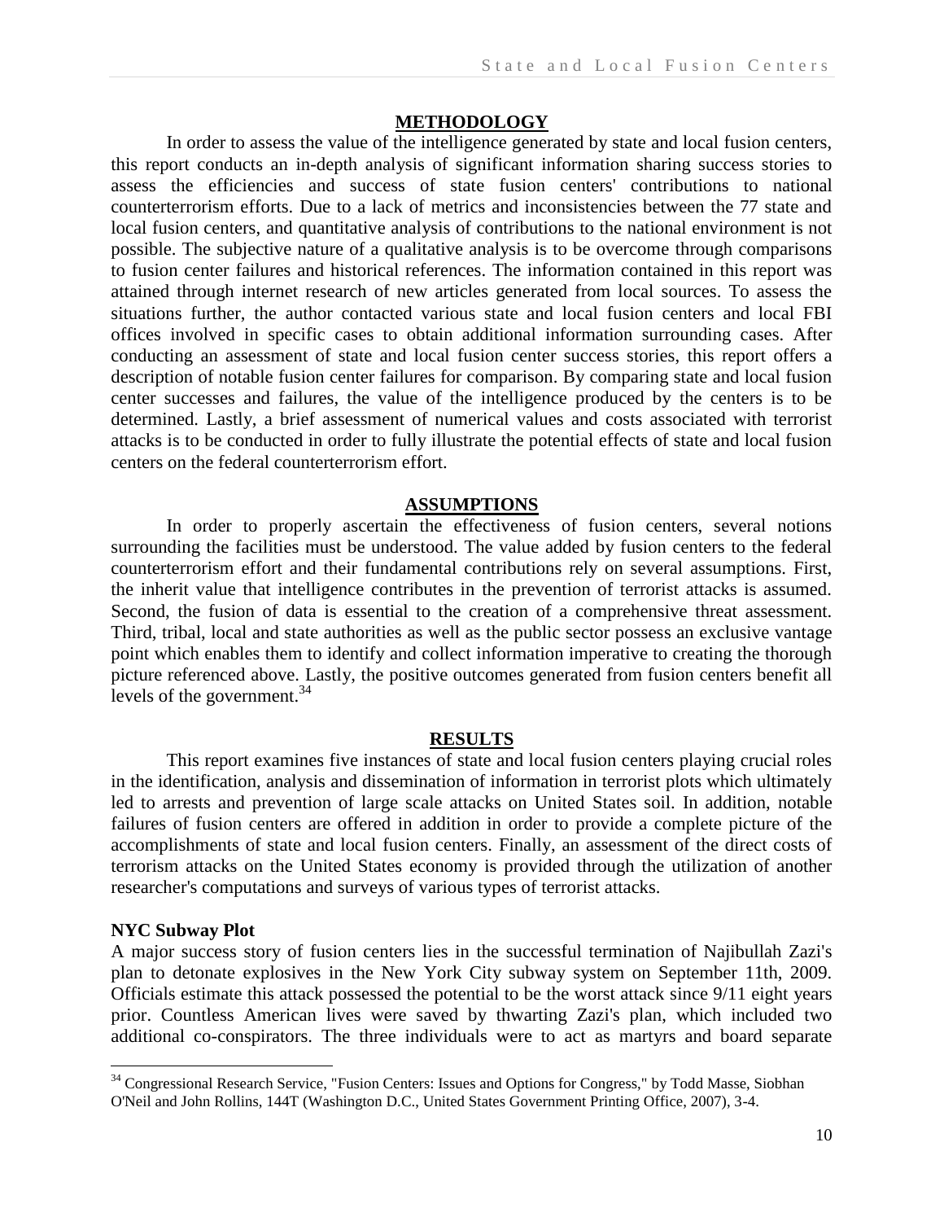## METHODOLOGY

In order to assess the value of the intelligence generated by state and local fusion centers, this report conducts an in-depth analysis of significant information sharing success stories to assess the efficiencies and success of state fusion centers' contributions to national counterterrorism efforts. Due to a lack of metrics and inconsistencies between the 77 state and local fusion centers, and quantitative analysis of contributions to the national environment is not possible. The subjective nature of a qualitative analysis is to be overcome through comparisons to fusion center failures and historical references. The information contained in this report was attained through internet research of new articles generated from local sources. To assess the situations further, the author contacted various state and local fusion centers and local FBI offices involved in specific cases to obtain additional information surrounding cases. After conducting an assessment of state and local fusion center success stories, this report offers a description of notable fusion center failures for comparison. By comparing state and local fusion center successes and failures, the value of the intelligence produced by the centers is to be determined. Lastly, a brief assessment of numerical values and costs associated with terrorist attacks is to be conducted in order to fully illustrate the potential effects of state and local fusion centers on the federal counterterrorism effort.

## ASSUMPTIONS

In order to properly ascertain the effectiveness of fusion centers, several notions surrounding the facilities must be understood. The value added by fusion centers to the federal counterterrorism effort and their fundamental contributions rely on several assumptions. First, the inherit value that intelligence contributes in the prevention of terrorist attacks is assumed. Second, the fusion of data is essential to the creation of a comprehensive threat assessment. Third, tribal, local and state authorities as well as the public sector possess an exclusive vantage point which enables them to identify and collect information imperative to creating the thorough picture referenced above. Lastly, the positive outcomes generated from fusion centers benefit all levels of the government.[34]

## RESULTS

This report examines five instances of state and local fusion centers playing crucial roles in the identification, analysis and dissemination of information in terrorist plots which ultimately led to arrests and prevention of large scale attacks on United States soil. In addition, notable failures of fusion centers are offered in addition in order to provide a complete picture of the accomplishments of state and local fusion centers. Finally, an assessment of the direct costs of terrorism attacks on the United States economy is provided through the utilization of another researcher's computations and surveys of various types of terrorist attacks.

**NYC Subway Plot**

A major success story of fusion centers lies in the successful termination of Najibullah Zazi's plan to detonate explosives in the New York City subway system on September 11th, 2009. Officials estimate this attack possessed the potential to be the worst attack since 9/11 eight years prior. Countless American lives were saved by thwarting Zazi's plan, which included two additional co-conspirators. The three individuals were to act as martyrs and board separate

---

[34] Congressional Research Service, "Fusion Centers: Issues and Options for Congress," by Todd Masse, Siobhan O'Neil and John Rollins, 144T (Washington D.C., United States Government Printing Office, 2007), 3-4.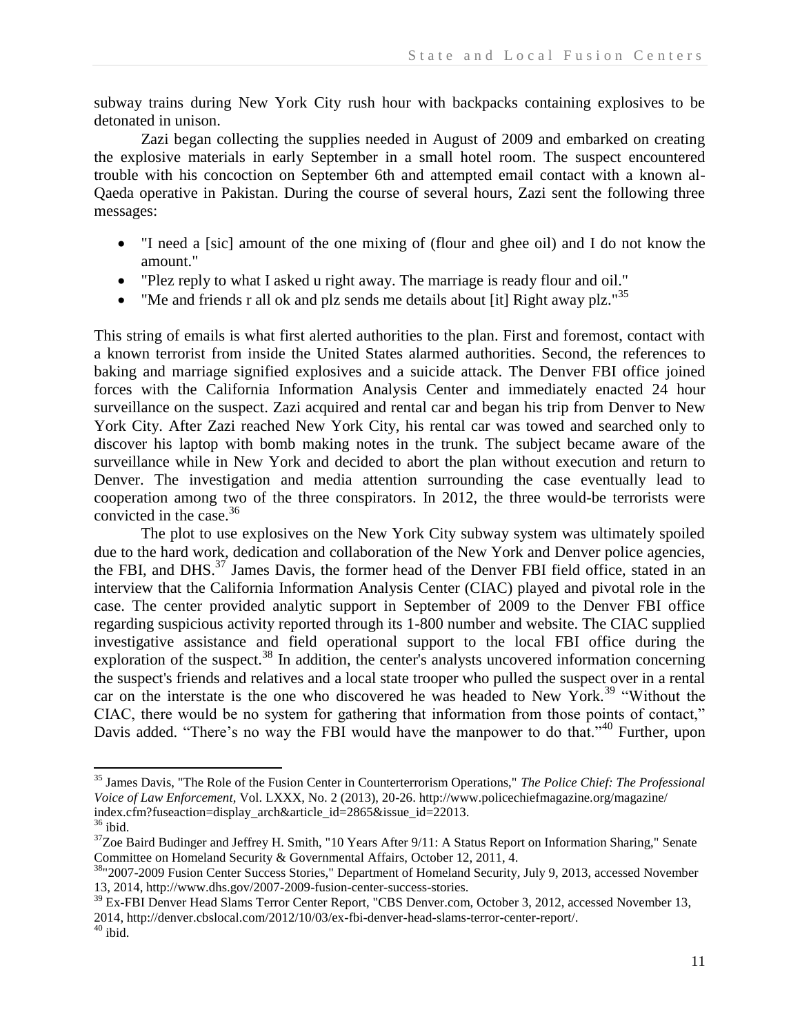subway trains during New York City rush hour with backpacks containing explosives to be detonated in unison.

Zazi began collecting the supplies needed in August of 2009 and embarked on creating the explosive materials in early September in a small hotel room. The suspect encountered trouble with his concoction on September 6th and attempted email contact with a known al-Qaeda operative in Pakistan. During the course of several hours, Zazi sent the following three messages:

- "I need a [sic] amount of the one mixing of (flour and ghee oil) and I do not know the amount."
- "Plez reply to what I asked u right away. The marriage is ready flour and oil."
- "Me and friends r all ok and plz sends me details about [it] Right away plz."[35]

This string of emails is what first alerted authorities to the plan. First and foremost, contact with a known terrorist from inside the United States alarmed authorities. Second, the references to baking and marriage signified explosives and a suicide attack. The Denver FBI office joined forces with the California Information Analysis Center and immediately enacted 24 hour surveillance on the suspect. Zazi acquired and rental car and began his trip from Denver to New York City. After Zazi reached New York City, his rental car was towed and searched only to discover his laptop with bomb making notes in the trunk. The subject became aware of the surveillance while in New York and decided to abort the plan without execution and return to Denver. The investigation and media attention surrounding the case eventually lead to cooperation among two of the three conspirators. In 2012, the three would-be terrorists were convicted in the case.[36]

The plot to use explosives on the New York City subway system was ultimately spoiled due to the hard work, dedication and collaboration of the New York and Denver police agencies, the FBI, and DHS.[37] James Davis, the former head of the Denver FBI field office, stated in an interview that the California Information Analysis Center (CIAC) played and pivotal role in the case. The center provided analytic support in September of 2009 to the Denver FBI office regarding suspicious activity reported through its 1-800 number and website. The CIAC supplied investigative assistance and field operational support to the local FBI office during the exploration of the suspect.[38] In addition, the center's analysts uncovered information concerning the suspect's friends and relatives and a local state trooper who pulled the suspect over in a rental car on the interstate is the one who discovered he was headed to New York.[39] "Without the CIAC, there would be no system for gathering that information from those points of contact," Davis added. "There's no way the FBI would have the manpower to do that."[40] Further, upon

---

[35] James Davis, "The Role of the Fusion Center in Counterterrorism Operations," *The Police Chief: The Professional Voice of Law Enforcement*, Vol. LXXX, No. 2 (2013), 20-26. http://www.policechiefmagazine.org/magazine/index.cfm?fuseaction=display_arch&article_id=2865&issue_id=22013.

[36] ibid.

[37] Zoe Baird Budinger and Jeffrey H. Smith, "10 Years After 9/11: A Status Report on Information Sharing," Senate Committee on Homeland Security & Governmental Affairs, October 12, 2011, 4.

[38] "2007-2009 Fusion Center Success Stories," Department of Homeland Security, July 9, 2013, accessed November 13, 2014, http://www.dhs.gov/2007-2009-fusion-center-success-stories.

[39] Ex-FBI Denver Head Slams Terror Center Report, "CBS Denver.com, October 3, 2012, accessed November 13, 2014, http://denver.cbslocal.com/2012/10/03/ex-fbi-denver-head-slams-terror-center-report/.

[40] ibid.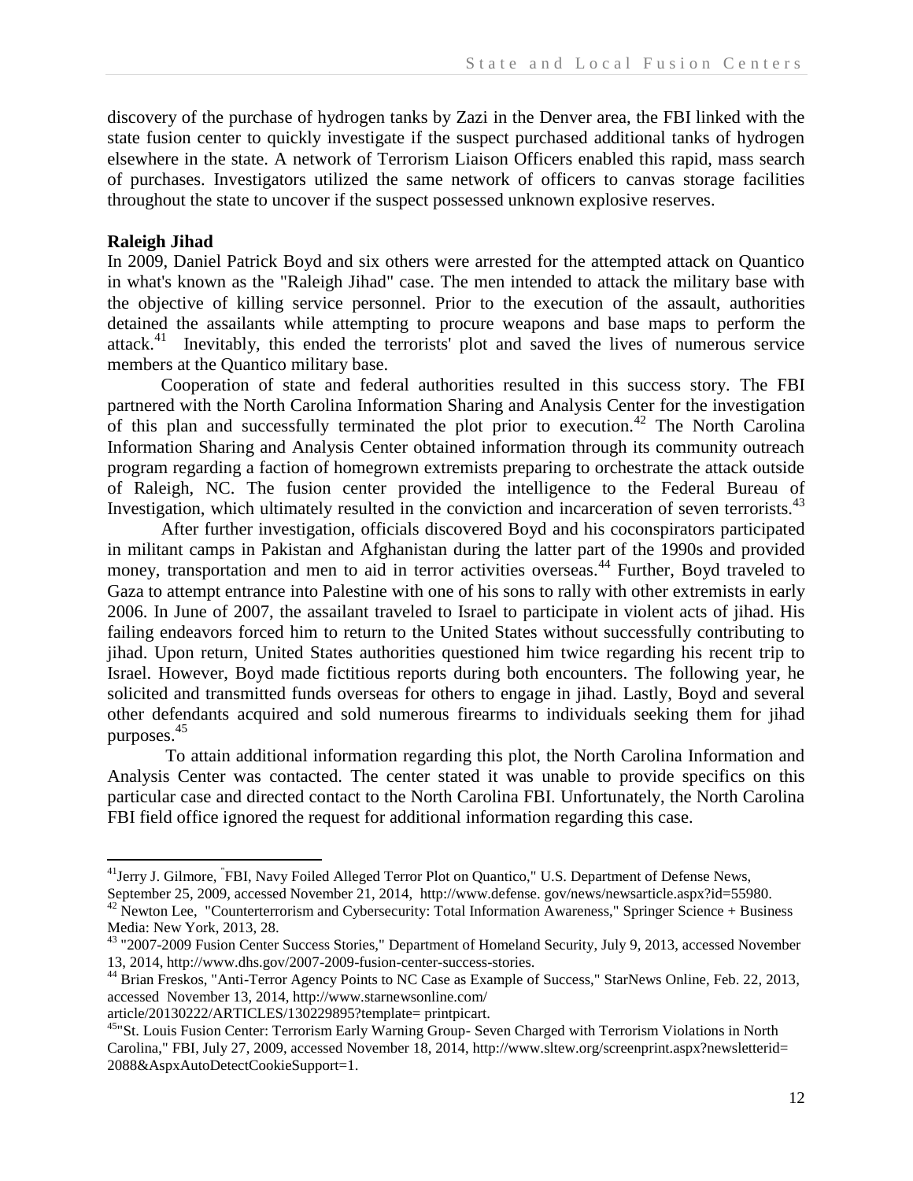discovery of the purchase of hydrogen tanks by Zazi in the Denver area, the FBI linked with the state fusion center to quickly investigate if the suspect purchased additional tanks of hydrogen elsewhere in the state. A network of Terrorism Liaison Officers enabled this rapid, mass search of purchases. Investigators utilized the same network of officers to canvas storage facilities throughout the state to uncover if the suspect possessed unknown explosive reserves.

**Raleigh Jihad**

In 2009, Daniel Patrick Boyd and six others were arrested for the attempted attack on Quantico in what's known as the "Raleigh Jihad" case. The men intended to attack the military base with the objective of killing service personnel. Prior to the execution of the assault, authorities detained the assailants while attempting to procure weapons and base maps to perform the attack.[41] Inevitably, this ended the terrorists' plot and saved the lives of numerous service members at the Quantico military base.

Cooperation of state and federal authorities resulted in this success story. The FBI partnered with the North Carolina Information Sharing and Analysis Center for the investigation of this plan and successfully terminated the plot prior to execution.[42] The North Carolina Information Sharing and Analysis Center obtained information through its community outreach program regarding a faction of homegrown extremists preparing to orchestrate the attack outside of Raleigh, NC. The fusion center provided the intelligence to the Federal Bureau of Investigation, which ultimately resulted in the conviction and incarceration of seven terrorists.[43]

After further investigation, officials discovered Boyd and his coconspirators participated in militant camps in Pakistan and Afghanistan during the latter part of the 1990s and provided money, transportation and men to aid in terror activities overseas.[44] Further, Boyd traveled to Gaza to attempt entrance into Palestine with one of his sons to rally with other extremists in early 2006. In June of 2007, the assailant traveled to Israel to participate in violent acts of jihad. His failing endeavors forced him to return to the United States without successfully contributing to jihad. Upon return, United States authorities questioned him twice regarding his recent trip to Israel. However, Boyd made fictitious reports during both encounters. The following year, he solicited and transmitted funds overseas for others to engage in jihad. Lastly, Boyd and several other defendants acquired and sold numerous firearms to individuals seeking them for jihad purposes.[45]

To attain additional information regarding this plot, the North Carolina Information and Analysis Center was contacted. The center stated it was unable to provide specifics on this particular case and directed contact to the North Carolina FBI. Unfortunately, the North Carolina FBI field office ignored the request for additional information regarding this case.

---

[41] Jerry J. Gilmore, "FBI, Navy Foiled Alleged Terror Plot on Quantico," U.S. Department of Defense News, September 25, 2009, accessed November 21, 2014, http://www.defense. gov/news/newsarticle.aspx?id=55980.

[42] Newton Lee, "Counterterrorism and Cybersecurity: Total Information Awareness," Springer Science + Business Media: New York, 2013, 28.

[43] "2007-2009 Fusion Center Success Stories," Department of Homeland Security, July 9, 2013, accessed November 13, 2014, http://www.dhs.gov/2007-2009-fusion-center-success-stories.

[44] Brian Freskos, "Anti-Terror Agency Points to NC Case as Example of Success," StarNews Online, Feb. 22, 2013, accessed November 13, 2014, http://www.starnewsonline.com/article/20130222/ARTICLES/130229895?template= printpicart.

[45] "St. Louis Fusion Center: Terrorism Early Warning Group- Seven Charged with Terrorism Violations in North Carolina," FBI, July 27, 2009, accessed November 18, 2014, http://www.sltew.org/screenprint.aspx?newsletterid= 2088&AspxAutoDetectCookieSupport=1.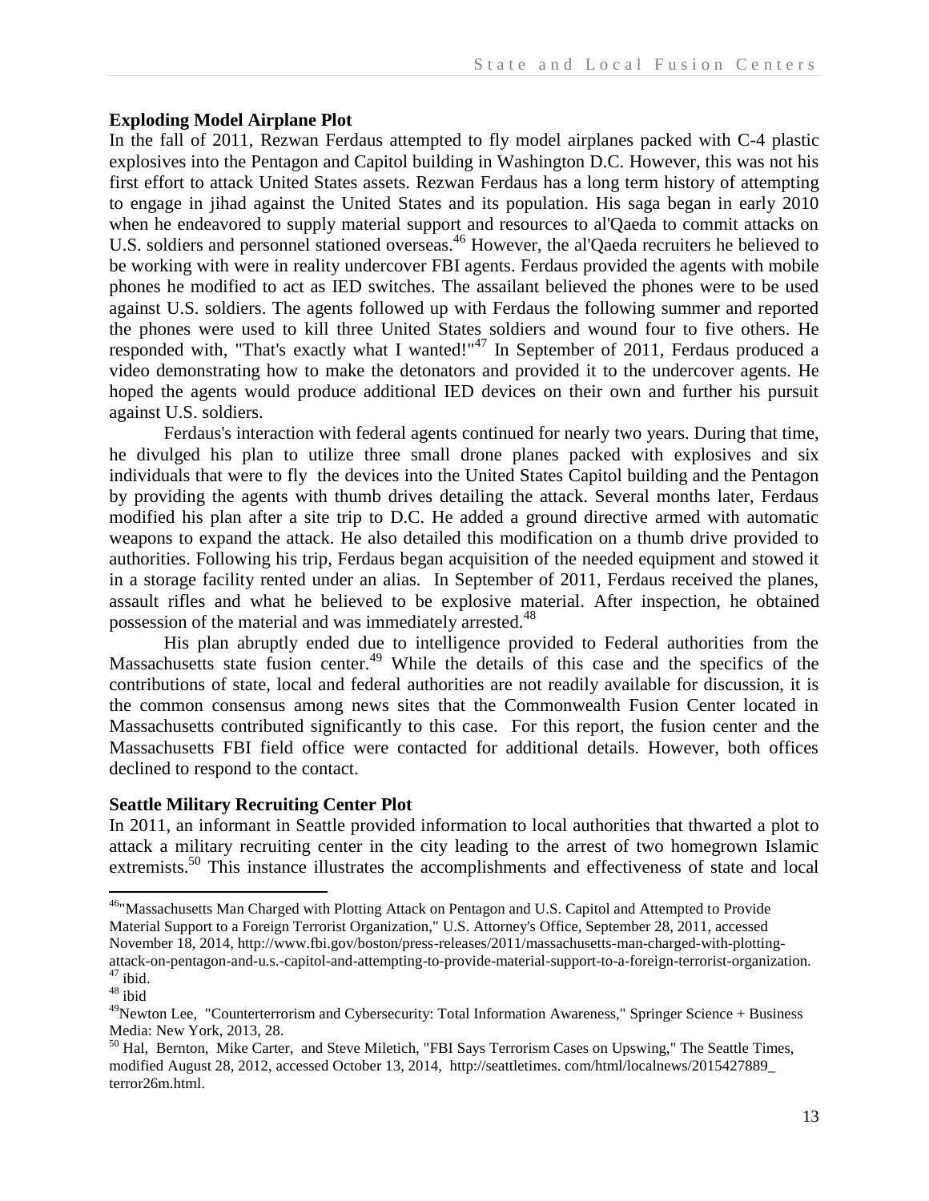**Exploding Model Airplane Plot**

In the fall of 2011, Rezwan Ferdaus attempted to fly model airplanes packed with C-4 plastic explosives into the Pentagon and Capitol building in Washington D.C. However, this was not his first effort to attack United States assets. Rezwan Ferdaus has a long term history of attempting to engage in jihad against the United States and its population. His saga began in early 2010 when he endeavored to supply material support and resources to al'Qaeda to commit attacks on U.S. soldiers and personnel stationed overseas.[46] However, the al'Qaeda recruiters he believed to be working with were in reality undercover FBI agents. Ferdaus provided the agents with mobile phones he modified to act as IED switches. The assailant believed the phones were to be used against U.S. soldiers. The agents followed up with Ferdaus the following summer and reported the phones were used to kill three United States soldiers and wound four to five others. He responded with, "That's exactly what I wanted!"[47] In September of 2011, Ferdaus produced a video demonstrating how to make the detonators and provided it to the undercover agents. He hoped the agents would produce additional IED devices on their own and further his pursuit against U.S. soldiers.

Ferdaus's interaction with federal agents continued for nearly two years. During that time, he divulged his plan to utilize three small drone planes packed with explosives and six individuals that were to fly the devices into the United States Capitol building and the Pentagon by providing the agents with thumb drives detailing the attack. Several months later, Ferdaus modified his plan after a site trip to D.C. He added a ground directive armed with automatic weapons to expand the attack. He also detailed this modification on a thumb drive provided to authorities. Following his trip, Ferdaus began acquisition of the needed equipment and stowed it in a storage facility rented under an alias. In September of 2011, Ferdaus received the planes, assault rifles and what he believed to be explosive material. After inspection, he obtained possession of the material and was immediately arrested.[48]

His plan abruptly ended due to intelligence provided to Federal authorities from the Massachusetts state fusion center.[49] While the details of this case and the specifics of the contributions of state, local and federal authorities are not readily available for discussion, it is the common consensus among news sites that the Commonwealth Fusion Center located in Massachusetts contributed significantly to this case. For this report, the fusion center and the Massachusetts FBI field office were contacted for additional details. However, both offices declined to respond to the contact.

**Seattle Military Recruiting Center Plot**

In 2011, an informant in Seattle provided information to local authorities that thwarted a plot to attack a military recruiting center in the city leading to the arrest of two homegrown Islamic extremists.[50] This instance illustrates the accomplishments and effectiveness of state and local

---

[46] "Massachusetts Man Charged with Plotting Attack on Pentagon and U.S. Capitol and Attempted to Provide Material Support to a Foreign Terrorist Organization," U.S. Attorney's Office, September 28, 2011, accessed November 18, 2014, http://www.fbi.gov/boston/press-releases/2011/massachusetts-man-charged-with-plotting-attack-on-pentagon-and-u.s.-capitol-and-attempting-to-provide-material-support-to-a-foreign-terrorist-organization.

[47] ibid.

[48] ibid

[49] Newton Lee, "Counterterrorism and Cybersecurity: Total Information Awareness," Springer Science + Business Media: New York, 2013, 28.

[50] Hal, Bernton, Mike Carter, and Steve Miletich, "FBI Says Terrorism Cases on Upswing," The Seattle Times, modified August 28, 2012, accessed October 13, 2014, http://seattletimes. com/html/localnews/2015427889_ terror26m.html.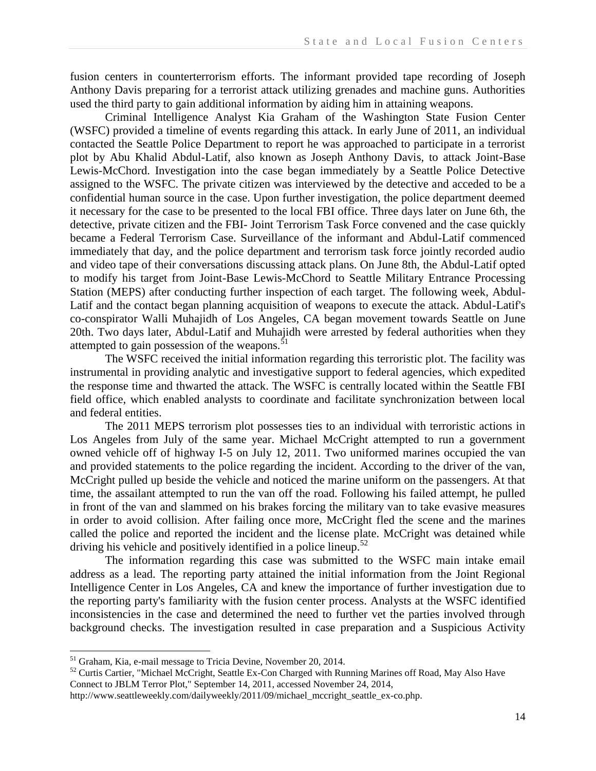fusion centers in counterterrorism efforts. The informant provided tape recording of Joseph Anthony Davis preparing for a terrorist attack utilizing grenades and machine guns. Authorities used the third party to gain additional information by aiding him in attaining weapons.

Criminal Intelligence Analyst Kia Graham of the Washington State Fusion Center (WSFC) provided a timeline of events regarding this attack. In early June of 2011, an individual contacted the Seattle Police Department to report he was approached to participate in a terrorist plot by Abu Khalid Abdul-Latif, also known as Joseph Anthony Davis, to attack Joint-Base Lewis-McChord. Investigation into the case began immediately by a Seattle Police Detective assigned to the WSFC. The private citizen was interviewed by the detective and acceded to be a confidential human source in the case. Upon further investigation, the police department deemed it necessary for the case to be presented to the local FBI office. Three days later on June 6th, the detective, private citizen and the FBI- Joint Terrorism Task Force convened and the case quickly became a Federal Terrorism Case. Surveillance of the informant and Abdul-Latif commenced immediately that day, and the police department and terrorism task force jointly recorded audio and video tape of their conversations discussing attack plans. On June 8th, the Abdul-Latif opted to modify his target from Joint-Base Lewis-McChord to Seattle Military Entrance Processing Station (MEPS) after conducting further inspection of each target. The following week, Abdul-Latif and the contact began planning acquisition of weapons to execute the attack. Abdul-Latif's co-conspirator Walli Muhajidh of Los Angeles, CA began movement towards Seattle on June 20th. Two days later, Abdul-Latif and Muhajidh were arrested by federal authorities when they attempted to gain possession of the weapons.[51]

The WSFC received the initial information regarding this terroristic plot. The facility was instrumental in providing analytic and investigative support to federal agencies, which expedited the response time and thwarted the attack. The WSFC is centrally located within the Seattle FBI field office, which enabled analysts to coordinate and facilitate synchronization between local and federal entities.

The 2011 MEPS terrorism plot possesses ties to an individual with terroristic actions in Los Angeles from July of the same year. Michael McCright attempted to run a government owned vehicle off of highway I-5 on July 12, 2011. Two uniformed marines occupied the van and provided statements to the police regarding the incident. According to the driver of the van, McCright pulled up beside the vehicle and noticed the marine uniform on the passengers. At that time, the assailant attempted to run the van off the road. Following his failed attempt, he pulled in front of the van and slammed on his brakes forcing the military van to take evasive measures in order to avoid collision. After failing once more, McCright fled the scene and the marines called the police and reported the incident and the license plate. McCright was detained while driving his vehicle and positively identified in a police lineup.[52]

The information regarding this case was submitted to the WSFC main intake email address as a lead. The reporting party attained the initial information from the Joint Regional Intelligence Center in Los Angeles, CA and knew the importance of further investigation due to the reporting party's familiarity with the fusion center process. Analysts at the WSFC identified inconsistencies in the case and determined the need to further vet the parties involved through background checks. The investigation resulted in case preparation and a Suspicious Activity

---

[51] Graham, Kia, e-mail message to Tricia Devine, November 20, 2014.

[52] Curtis Cartier, "Michael McCright, Seattle Ex-Con Charged with Running Marines off Road, May Also Have Connect to JBLM Terror Plot," September 14, 2011, accessed November 24, 2014, http://www.seattleweekly.com/dailyweekly/2011/09/michael_mccright_seattle_ex-co.php.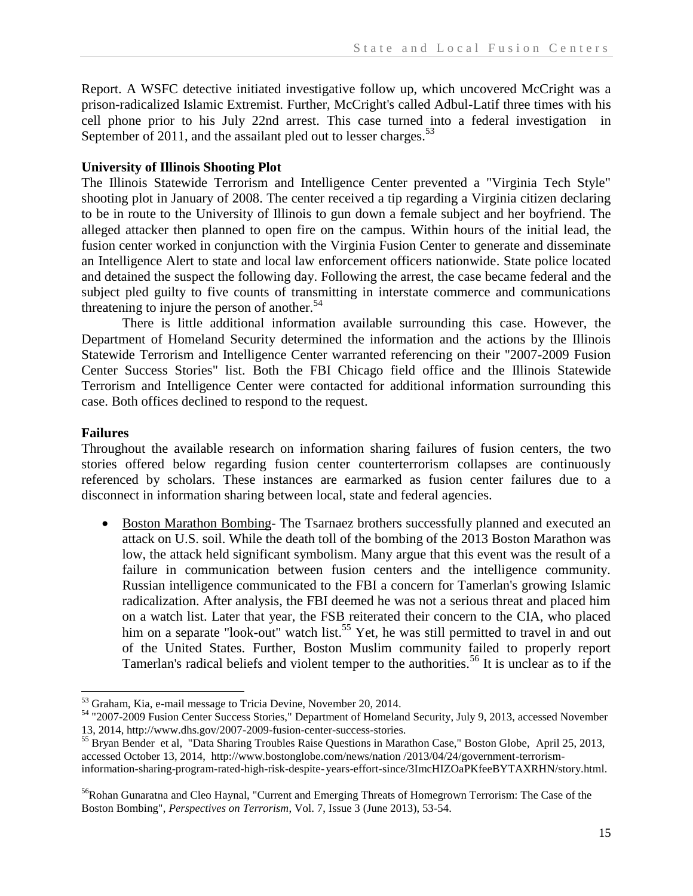Report. A WSFC detective initiated investigative follow up, which uncovered McCright was a prison-radicalized Islamic Extremist. Further, McCright's called Adbul-Latif three times with his cell phone prior to his July 22nd arrest. This case turned into a federal investigation in September of 2011, and the assailant pled out to lesser charges.[53]

**University of Illinois Shooting Plot**

The Illinois Statewide Terrorism and Intelligence Center prevented a "Virginia Tech Style" shooting plot in January of 2008. The center received a tip regarding a Virginia citizen declaring to be in route to the University of Illinois to gun down a female subject and her boyfriend. The alleged attacker then planned to open fire on the campus. Within hours of the initial lead, the fusion center worked in conjunction with the Virginia Fusion Center to generate and disseminate an Intelligence Alert to state and local law enforcement officers nationwide. State police located and detained the suspect the following day. Following the arrest, the case became federal and the subject pled guilty to five counts of transmitting in interstate commerce and communications threatening to injure the person of another.[54]

There is little additional information available surrounding this case. However, the Department of Homeland Security determined the information and the actions by the Illinois Statewide Terrorism and Intelligence Center warranted referencing on their "2007-2009 Fusion Center Success Stories" list. Both the FBI Chicago field office and the Illinois Statewide Terrorism and Intelligence Center were contacted for additional information surrounding this case. Both offices declined to respond to the request.

**Failures**

Throughout the available research on information sharing failures of fusion centers, the two stories offered below regarding fusion center counterterrorism collapses are continuously referenced by scholars. These instances are earmarked as fusion center failures due to a disconnect in information sharing between local, state and federal agencies.

- Boston Marathon Bombing- The Tsarnaez brothers successfully planned and executed an attack on U.S. soil. While the death toll of the bombing of the 2013 Boston Marathon was low, the attack held significant symbolism. Many argue that this event was the result of a failure in communication between fusion centers and the intelligence community. Russian intelligence communicated to the FBI a concern for Tamerlan's growing Islamic radicalization. After analysis, the FBI deemed he was not a serious threat and placed him on a watch list. Later that year, the FSB reiterated their concern to the CIA, who placed him on a separate "look-out" watch list.[55] Yet, he was still permitted to travel in and out of the United States. Further, Boston Muslim community failed to properly report Tamerlan's radical beliefs and violent temper to the authorities.[56] It is unclear as to if the

---

[53] Graham, Kia, e-mail message to Tricia Devine, November 20, 2014.

[54] "2007-2009 Fusion Center Success Stories," Department of Homeland Security, July 9, 2013, accessed November 13, 2014, http://www.dhs.gov/2007-2009-fusion-center-success-stories.

[55] Bryan Bender et al, "Data Sharing Troubles Raise Questions in Marathon Case," Boston Globe, April 25, 2013, accessed October 13, 2014, http://www.bostonglobe.com/news/nation /2013/04/24/government-terrorism-information-sharing-program-rated-high-risk-despite-years-effort-since/3ImcHIZOaPKfeeBYTAXRHN/story.html.

[56] Rohan Gunaratna and Cleo Haynal, "Current and Emerging Threats of Homegrown Terrorism: The Case of the Boston Bombing", *Perspectives on Terrorism*, Vol. 7, Issue 3 (June 2013), 53-54.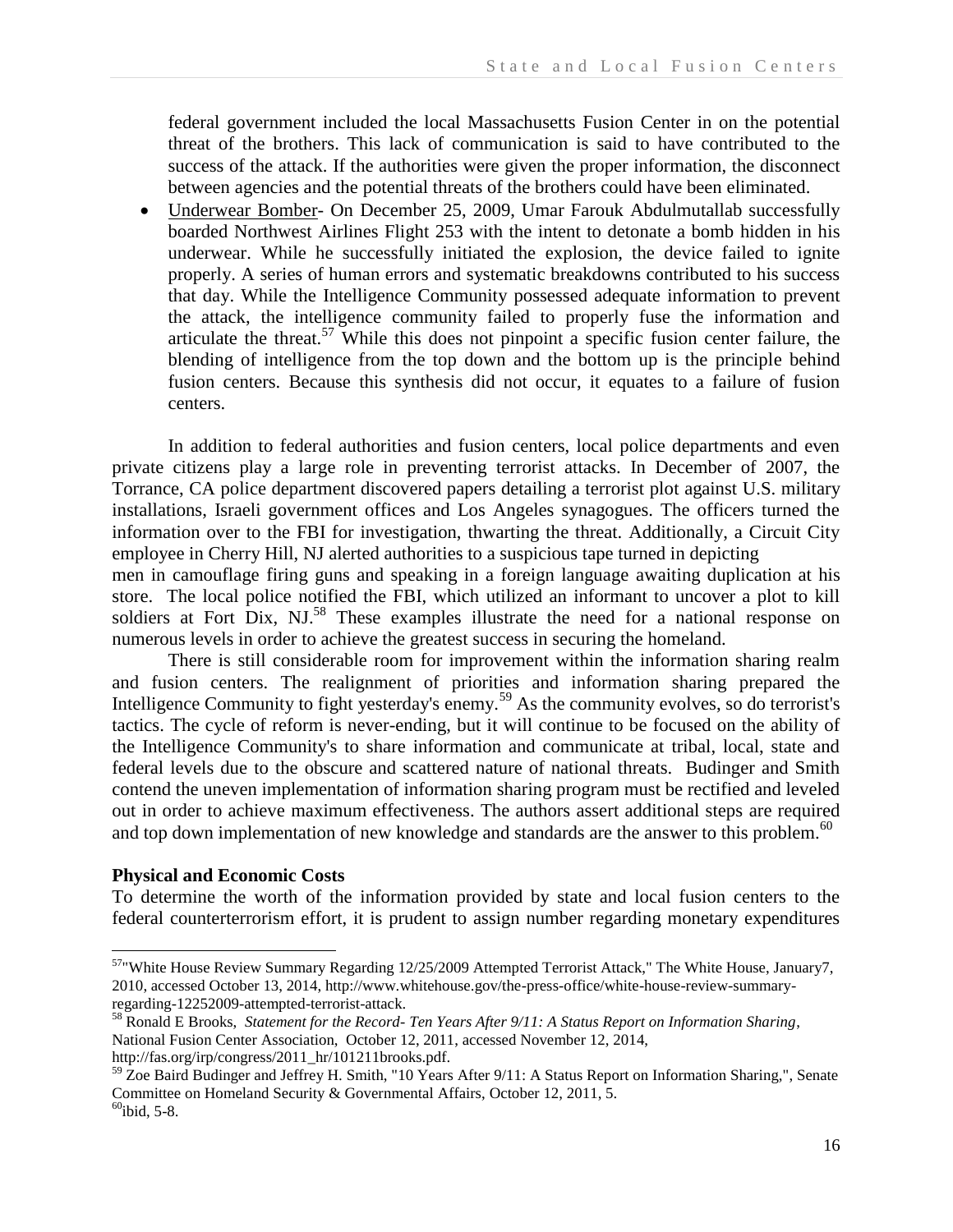federal government included the local Massachusetts Fusion Center in on the potential threat of the brothers. This lack of communication is said to have contributed to the success of the attack. If the authorities were given the proper information, the disconnect between agencies and the potential threats of the brothers could have been eliminated.

- Underwear Bomber- On December 25, 2009, Umar Farouk Abdulmutallab successfully boarded Northwest Airlines Flight 253 with the intent to detonate a bomb hidden in his underwear. While he successfully initiated the explosion, the device failed to ignite properly. A series of human errors and systematic breakdowns contributed to his success that day. While the Intelligence Community possessed adequate information to prevent the attack, the intelligence community failed to properly fuse the information and articulate the threat.[57] While this does not pinpoint a specific fusion center failure, the blending of intelligence from the top down and the bottom up is the principle behind fusion centers. Because this synthesis did not occur, it equates to a failure of fusion centers.

In addition to federal authorities and fusion centers, local police departments and even private citizens play a large role in preventing terrorist attacks. In December of 2007, the Torrance, CA police department discovered papers detailing a terrorist plot against U.S. military installations, Israeli government offices and Los Angeles synagogues. The officers turned the information over to the FBI for investigation, thwarting the threat. Additionally, a Circuit City employee in Cherry Hill, NJ alerted authorities to a suspicious tape turned in depicting men in camouflage firing guns and speaking in a foreign language awaiting duplication at his store. The local police notified the FBI, which utilized an informant to uncover a plot to kill soldiers at Fort Dix, NJ.[58] These examples illustrate the need for a national response on numerous levels in order to achieve the greatest success in securing the homeland.

There is still considerable room for improvement within the information sharing realm and fusion centers. The realignment of priorities and information sharing prepared the Intelligence Community to fight yesterday's enemy.[59] As the community evolves, so do terrorist's tactics. The cycle of reform is never-ending, but it will continue to be focused on the ability of the Intelligence Community's to share information and communicate at tribal, local, state and federal levels due to the obscure and scattered nature of national threats. Budinger and Smith contend the uneven implementation of information sharing program must be rectified and leveled out in order to achieve maximum effectiveness. The authors assert additional steps are required and top down implementation of new knowledge and standards are the answer to this problem.[60]

**Physical and Economic Costs**

To determine the worth of the information provided by state and local fusion centers to the federal counterterrorism effort, it is prudent to assign number regarding monetary expenditures

---

[57] "White House Review Summary Regarding 12/25/2009 Attempted Terrorist Attack," The White House, January7, 2010, accessed October 13, 2014, http://www.whitehouse.gov/the-press-office/white-house-review-summary-regarding-12252009-attempted-terrorist-attack.

[58] Ronald E Brooks, *Statement for the Record- Ten Years After 9/11: A Status Report on Information Sharing*, National Fusion Center Association, October 12, 2011, accessed November 12, 2014, http://fas.org/irp/congress/2011_hr/101211brooks.pdf.

[59] Zoe Baird Budinger and Jeffrey H. Smith, "10 Years After 9/11: A Status Report on Information Sharing,", Senate Committee on Homeland Security & Governmental Affairs, October 12, 2011, 5.

[60] ibid, 5-8.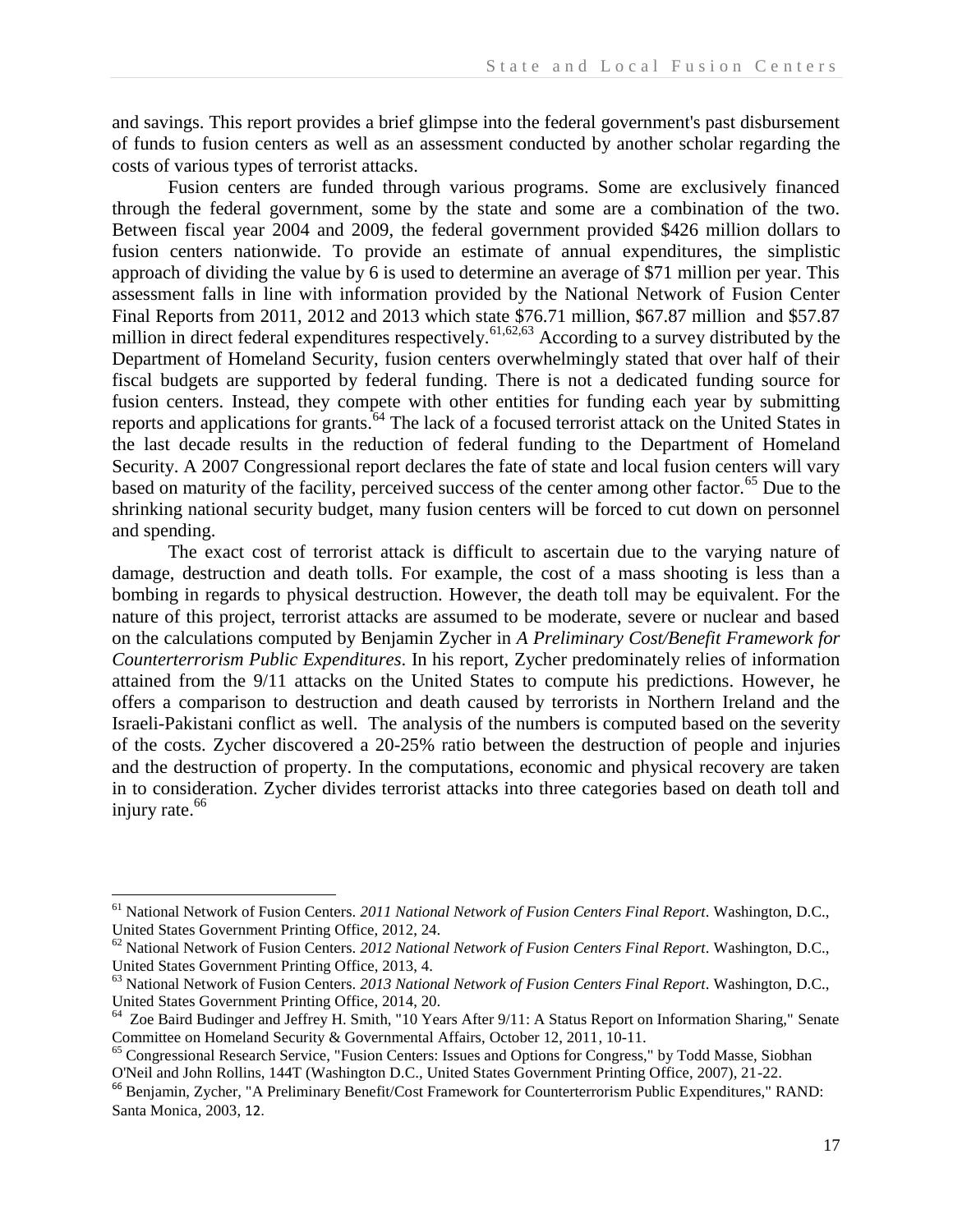and savings. This report provides a brief glimpse into the federal government's past disbursement of funds to fusion centers as well as an assessment conducted by another scholar regarding the costs of various types of terrorist attacks.

Fusion centers are funded through various programs. Some are exclusively financed through the federal government, some by the state and some are a combination of the two. Between fiscal year 2004 and 2009, the federal government provided $426 million dollars to fusion centers nationwide. To provide an estimate of annual expenditures, the simplistic approach of dividing the value by 6 is used to determine an average of $71 million per year. This assessment falls in line with information provided by the National Network of Fusion Center Final Reports from 2011, 2012 and 2013 which state $76.71 million, $67.87 million and $57.87 million in direct federal expenditures respectively.[61,62,63] According to a survey distributed by the Department of Homeland Security, fusion centers overwhelmingly stated that over half of their fiscal budgets are supported by federal funding. There is not a dedicated funding source for fusion centers. Instead, they compete with other entities for funding each year by submitting reports and applications for grants.[64] The lack of a focused terrorist attack on the United States in the last decade results in the reduction of federal funding to the Department of Homeland Security. A 2007 Congressional report declares the fate of state and local fusion centers will vary based on maturity of the facility, perceived success of the center among other factor.[65] Due to the shrinking national security budget, many fusion centers will be forced to cut down on personnel and spending.

The exact cost of terrorist attack is difficult to ascertain due to the varying nature of damage, destruction and death tolls. For example, the cost of a mass shooting is less than a bombing in regards to physical destruction. However, the death toll may be equivalent. For the nature of this project, terrorist attacks are assumed to be moderate, severe or nuclear and based on the calculations computed by Benjamin Zycher in *A Preliminary Cost/Benefit Framework for Counterterrorism Public Expenditures*. In his report, Zycher predominately relies of information attained from the 9/11 attacks on the United States to compute his predictions. However, he offers a comparison to destruction and death caused by terrorists in Northern Ireland and the Israeli-Pakistani conflict as well. The analysis of the numbers is computed based on the severity of the costs. Zycher discovered a 20-25% ratio between the destruction of people and injuries and the destruction of property. In the computations, economic and physical recovery are taken in to consideration. Zycher divides terrorist attacks into three categories based on death toll and injury rate.[66]

---

[61] National Network of Fusion Centers. *2011 National Network of Fusion Centers Final Report*. Washington, D.C., United States Government Printing Office, 2012, 24.

[62] National Network of Fusion Centers. *2012 National Network of Fusion Centers Final Report*. Washington, D.C., United States Government Printing Office, 2013, 4.

[63] National Network of Fusion Centers. *2013 National Network of Fusion Centers Final Report*. Washington, D.C., United States Government Printing Office, 2014, 20.

[64] Zoe Baird Budinger and Jeffrey H. Smith, "10 Years After 9/11: A Status Report on Information Sharing," Senate Committee on Homeland Security & Governmental Affairs, October 12, 2011, 10-11.

[65] Congressional Research Service, "Fusion Centers: Issues and Options for Congress," by Todd Masse, Siobhan O'Neil and John Rollins, 144T (Washington D.C., United States Government Printing Office, 2007), 21-22.

[66] Benjamin, Zycher, "A Preliminary Benefit/Cost Framework for Counterterrorism Public Expenditures," RAND: Santa Monica, 2003, 12.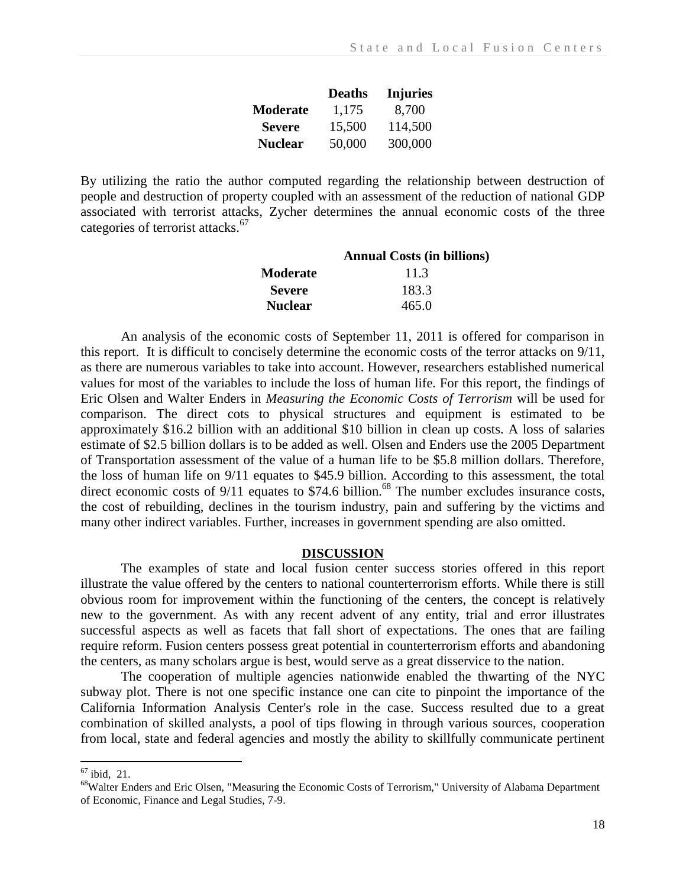| | Deaths | Injuries |
|---|---|---|
| **Moderate** | 1,175 | 8,700 |
| **Severe** | 15,500 | 114,500 |
| **Nuclear** | 50,000 | 300,000 |

By utilizing the ratio the author computed regarding the relationship between destruction of people and destruction of property coupled with an assessment of the reduction of national GDP associated with terrorist attacks, Zycher determines the annual economic costs of the three categories of terrorist attacks.[67]

| | Annual Costs (in billions) |
|---|---|
| **Moderate** | 11.3 |
| **Severe** | 183.3 |
| **Nuclear** | 465.0 |

An analysis of the economic costs of September 11, 2011 is offered for comparison in this report. It is difficult to concisely determine the economic costs of the terror attacks on 9/11, as there are numerous variables to take into account. However, researchers established numerical values for most of the variables to include the loss of human life. For this report, the findings of Eric Olsen and Walter Enders in *Measuring the Economic Costs of Terrorism* will be used for comparison. The direct cots to physical structures and equipment is estimated to be approximately $16.2 billion with an additional $10 billion in clean up costs. A loss of salaries estimate of $2.5 billion dollars is to be added as well. Olsen and Enders use the 2005 Department of Transportation assessment of the value of a human life to be $5.8 million dollars. Therefore, the loss of human life on 9/11 equates to $45.9 billion. According to this assessment, the total direct economic costs of 9/11 equates to $74.6 billion.[68] The number excludes insurance costs, the cost of rebuilding, declines in the tourism industry, pain and suffering by the victims and many other indirect variables. Further, increases in government spending are also omitted.

## DISCUSSION

The examples of state and local fusion center success stories offered in this report illustrate the value offered by the centers to national counterterrorism efforts. While there is still obvious room for improvement within the functioning of the centers, the concept is relatively new to the government. As with any recent advent of any entity, trial and error illustrates successful aspects as well as facets that fall short of expectations. The ones that are failing require reform. Fusion centers possess great potential in counterterrorism efforts and abandoning the centers, as many scholars argue is best, would serve as a great disservice to the nation.

The cooperation of multiple agencies nationwide enabled the thwarting of the NYC subway plot. There is not one specific instance one can cite to pinpoint the importance of the California Information Analysis Center's role in the case. Success resulted due to a great combination of skilled analysts, a pool of tips flowing in through various sources, cooperation from local, state and federal agencies and mostly the ability to skillfully communicate pertinent

---

[67] ibid, 21.

[68] Walter Enders and Eric Olsen, "Measuring the Economic Costs of Terrorism," University of Alabama Department of Economic, Finance and Legal Studies, 7-9.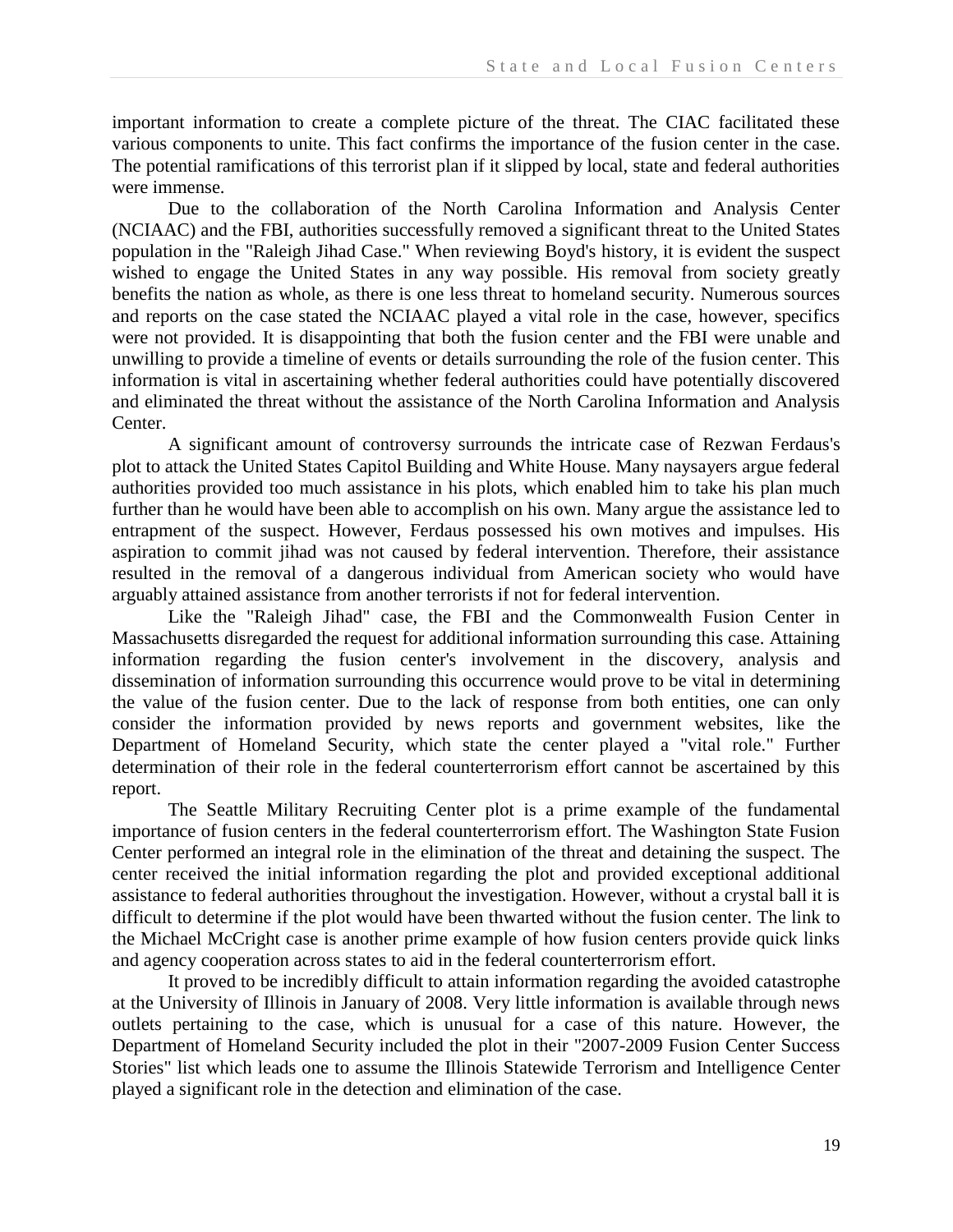important information to create a complete picture of the threat. The CIAC facilitated these various components to unite. This fact confirms the importance of the fusion center in the case. The potential ramifications of this terrorist plan if it slipped by local, state and federal authorities were immense.

Due to the collaboration of the North Carolina Information and Analysis Center (NCIAAC) and the FBI, authorities successfully removed a significant threat to the United States population in the "Raleigh Jihad Case." When reviewing Boyd's history, it is evident the suspect wished to engage the United States in any way possible. His removal from society greatly benefits the nation as whole, as there is one less threat to homeland security. Numerous sources and reports on the case stated the NCIAAC played a vital role in the case, however, specifics were not provided. It is disappointing that both the fusion center and the FBI were unable and unwilling to provide a timeline of events or details surrounding the role of the fusion center. This information is vital in ascertaining whether federal authorities could have potentially discovered and eliminated the threat without the assistance of the North Carolina Information and Analysis Center.

A significant amount of controversy surrounds the intricate case of Rezwan Ferdaus's plot to attack the United States Capitol Building and White House. Many naysayers argue federal authorities provided too much assistance in his plots, which enabled him to take his plan much further than he would have been able to accomplish on his own. Many argue the assistance led to entrapment of the suspect. However, Ferdaus possessed his own motives and impulses. His aspiration to commit jihad was not caused by federal intervention. Therefore, their assistance resulted in the removal of a dangerous individual from American society who would have arguably attained assistance from another terrorists if not for federal intervention.

Like the "Raleigh Jihad" case, the FBI and the Commonwealth Fusion Center in Massachusetts disregarded the request for additional information surrounding this case. Attaining information regarding the fusion center's involvement in the discovery, analysis and dissemination of information surrounding this occurrence would prove to be vital in determining the value of the fusion center. Due to the lack of response from both entities, one can only consider the information provided by news reports and government websites, like the Department of Homeland Security, which state the center played a "vital role." Further determination of their role in the federal counterterrorism effort cannot be ascertained by this report.

The Seattle Military Recruiting Center plot is a prime example of the fundamental importance of fusion centers in the federal counterterrorism effort. The Washington State Fusion Center performed an integral role in the elimination of the threat and detaining the suspect. The center received the initial information regarding the plot and provided exceptional additional assistance to federal authorities throughout the investigation. However, without a crystal ball it is difficult to determine if the plot would have been thwarted without the fusion center. The link to the Michael McCright case is another prime example of how fusion centers provide quick links and agency cooperation across states to aid in the federal counterterrorism effort.

It proved to be incredibly difficult to attain information regarding the avoided catastrophe at the University of Illinois in January of 2008. Very little information is available through news outlets pertaining to the case, which is unusual for a case of this nature. However, the Department of Homeland Security included the plot in their "2007-2009 Fusion Center Success Stories" list which leads one to assume the Illinois Statewide Terrorism and Intelligence Center played a significant role in the detection and elimination of the case.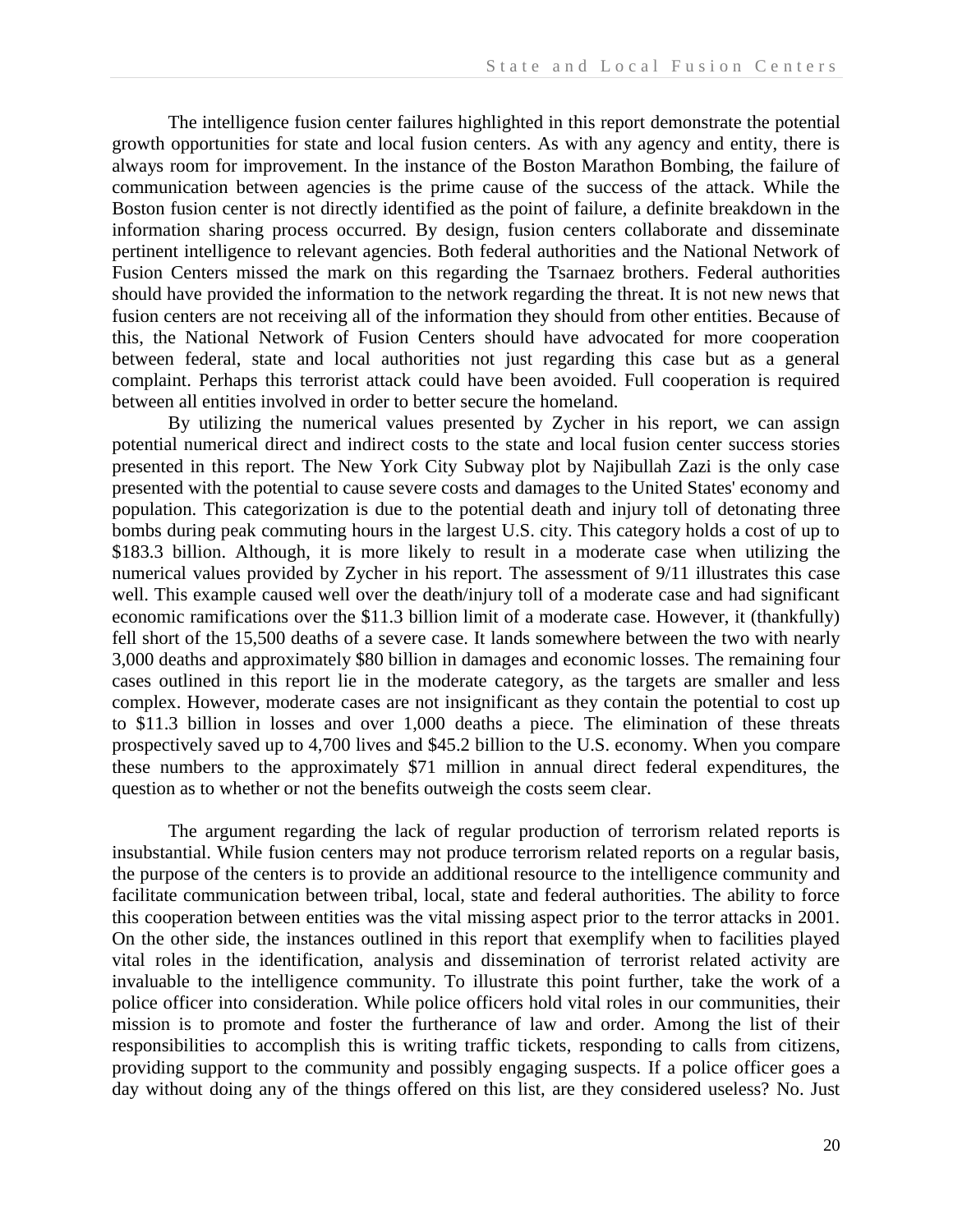The intelligence fusion center failures highlighted in this report demonstrate the potential growth opportunities for state and local fusion centers. As with any agency and entity, there is always room for improvement. In the instance of the Boston Marathon Bombing, the failure of communication between agencies is the prime cause of the success of the attack. While the Boston fusion center is not directly identified as the point of failure, a definite breakdown in the information sharing process occurred. By design, fusion centers collaborate and disseminate pertinent intelligence to relevant agencies. Both federal authorities and the National Network of Fusion Centers missed the mark on this regarding the Tsarnaez brothers. Federal authorities should have provided the information to the network regarding the threat. It is not new news that fusion centers are not receiving all of the information they should from other entities. Because of this, the National Network of Fusion Centers should have advocated for more cooperation between federal, state and local authorities not just regarding this case but as a general complaint. Perhaps this terrorist attack could have been avoided. Full cooperation is required between all entities involved in order to better secure the homeland.

By utilizing the numerical values presented by Zycher in his report, we can assign potential numerical direct and indirect costs to the state and local fusion center success stories presented in this report. The New York City Subway plot by Najibullah Zazi is the only case presented with the potential to cause severe costs and damages to the United States' economy and population. This categorization is due to the potential death and injury toll of detonating three bombs during peak commuting hours in the largest U.S. city. This category holds a cost of up to \$183.3 billion. Although, it is more likely to result in a moderate case when utilizing the numerical values provided by Zycher in his report. The assessment of 9/11 illustrates this case well. This example caused well over the death/injury toll of a moderate case and had significant economic ramifications over the \$11.3 billion limit of a moderate case. However, it (thankfully) fell short of the 15,500 deaths of a severe case. It lands somewhere between the two with nearly 3,000 deaths and approximately \$80 billion in damages and economic losses. The remaining four cases outlined in this report lie in the moderate category, as the targets are smaller and less complex. However, moderate cases are not insignificant as they contain the potential to cost up to \$11.3 billion in losses and over 1,000 deaths a piece. The elimination of these threats prospectively saved up to 4,700 lives and \$45.2 billion to the U.S. economy. When you compare these numbers to the approximately \$71 million in annual direct federal expenditures, the question as to whether or not the benefits outweigh the costs seem clear.

The argument regarding the lack of regular production of terrorism related reports is insubstantial. While fusion centers may not produce terrorism related reports on a regular basis, the purpose of the centers is to provide an additional resource to the intelligence community and facilitate communication between tribal, local, state and federal authorities. The ability to force this cooperation between entities was the vital missing aspect prior to the terror attacks in 2001. On the other side, the instances outlined in this report that exemplify when to facilities played vital roles in the identification, analysis and dissemination of terrorist related activity are invaluable to the intelligence community. To illustrate this point further, take the work of a police officer into consideration. While police officers hold vital roles in our communities, their mission is to promote and foster the furtherance of law and order. Among the list of their responsibilities to accomplish this is writing traffic tickets, responding to calls from citizens, providing support to the community and possibly engaging suspects. If a police officer goes a day without doing any of the things offered on this list, are they considered useless? No. Just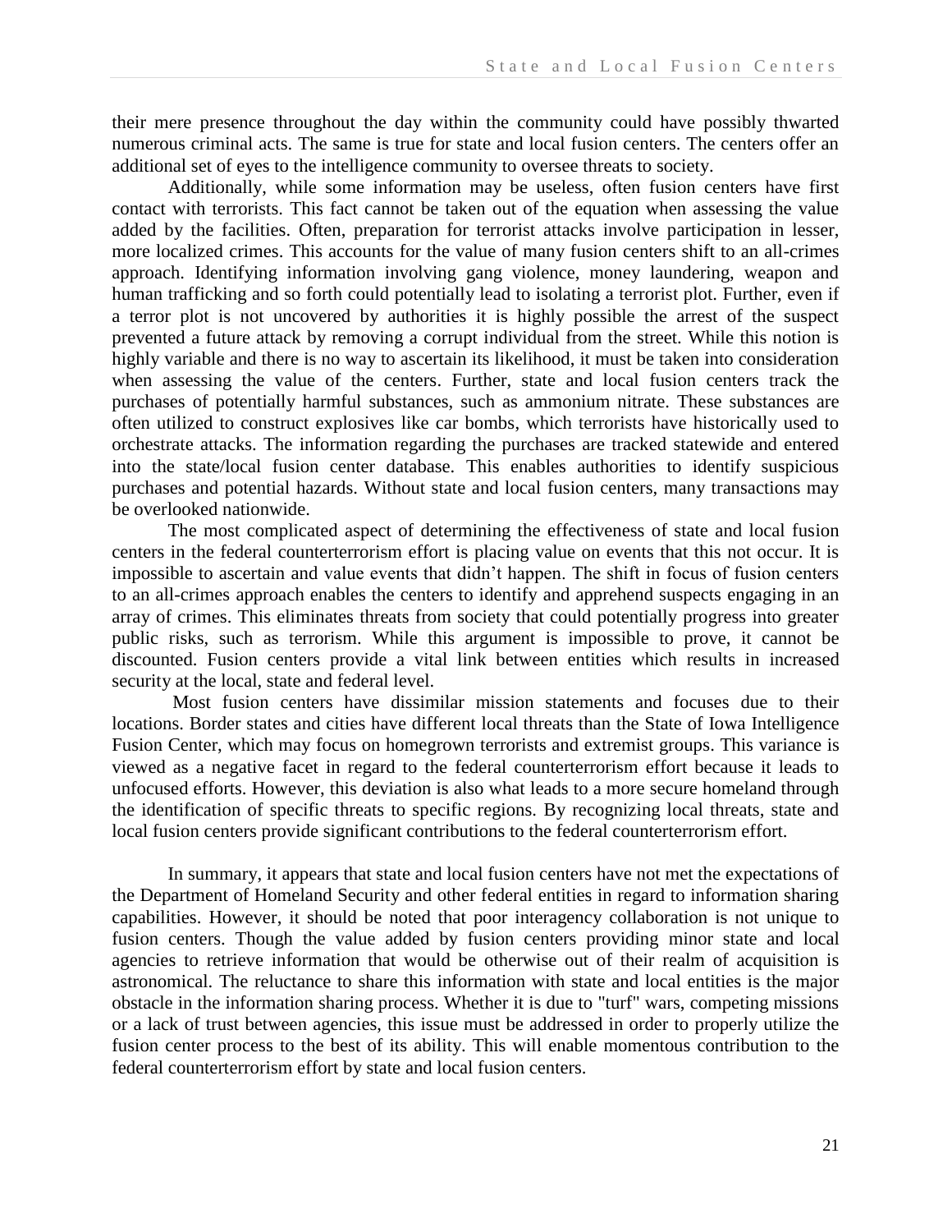their mere presence throughout the day within the community could have possibly thwarted numerous criminal acts. The same is true for state and local fusion centers. The centers offer an additional set of eyes to the intelligence community to oversee threats to society.

Additionally, while some information may be useless, often fusion centers have first contact with terrorists. This fact cannot be taken out of the equation when assessing the value added by the facilities. Often, preparation for terrorist attacks involve participation in lesser, more localized crimes. This accounts for the value of many fusion centers shift to an all-crimes approach. Identifying information involving gang violence, money laundering, weapon and human trafficking and so forth could potentially lead to isolating a terrorist plot. Further, even if a terror plot is not uncovered by authorities it is highly possible the arrest of the suspect prevented a future attack by removing a corrupt individual from the street. While this notion is highly variable and there is no way to ascertain its likelihood, it must be taken into consideration when assessing the value of the centers. Further, state and local fusion centers track the purchases of potentially harmful substances, such as ammonium nitrate. These substances are often utilized to construct explosives like car bombs, which terrorists have historically used to orchestrate attacks. The information regarding the purchases are tracked statewide and entered into the state/local fusion center database. This enables authorities to identify suspicious purchases and potential hazards. Without state and local fusion centers, many transactions may be overlooked nationwide.

The most complicated aspect of determining the effectiveness of state and local fusion centers in the federal counterterrorism effort is placing value on events that this not occur. It is impossible to ascertain and value events that didn't happen. The shift in focus of fusion centers to an all-crimes approach enables the centers to identify and apprehend suspects engaging in an array of crimes. This eliminates threats from society that could potentially progress into greater public risks, such as terrorism. While this argument is impossible to prove, it cannot be discounted. Fusion centers provide a vital link between entities which results in increased security at the local, state and federal level.

Most fusion centers have dissimilar mission statements and focuses due to their locations. Border states and cities have different local threats than the State of Iowa Intelligence Fusion Center, which may focus on homegrown terrorists and extremist groups. This variance is viewed as a negative facet in regard to the federal counterterrorism effort because it leads to unfocused efforts. However, this deviation is also what leads to a more secure homeland through the identification of specific threats to specific regions. By recognizing local threats, state and local fusion centers provide significant contributions to the federal counterterrorism effort.

In summary, it appears that state and local fusion centers have not met the expectations of the Department of Homeland Security and other federal entities in regard to information sharing capabilities. However, it should be noted that poor interagency collaboration is not unique to fusion centers. Though the value added by fusion centers providing minor state and local agencies to retrieve information that would be otherwise out of their realm of acquisition is astronomical. The reluctance to share this information with state and local entities is the major obstacle in the information sharing process. Whether it is due to "turf" wars, competing missions or a lack of trust between agencies, this issue must be addressed in order to properly utilize the fusion center process to the best of its ability. This will enable momentous contribution to the federal counterterrorism effort by state and local fusion centers.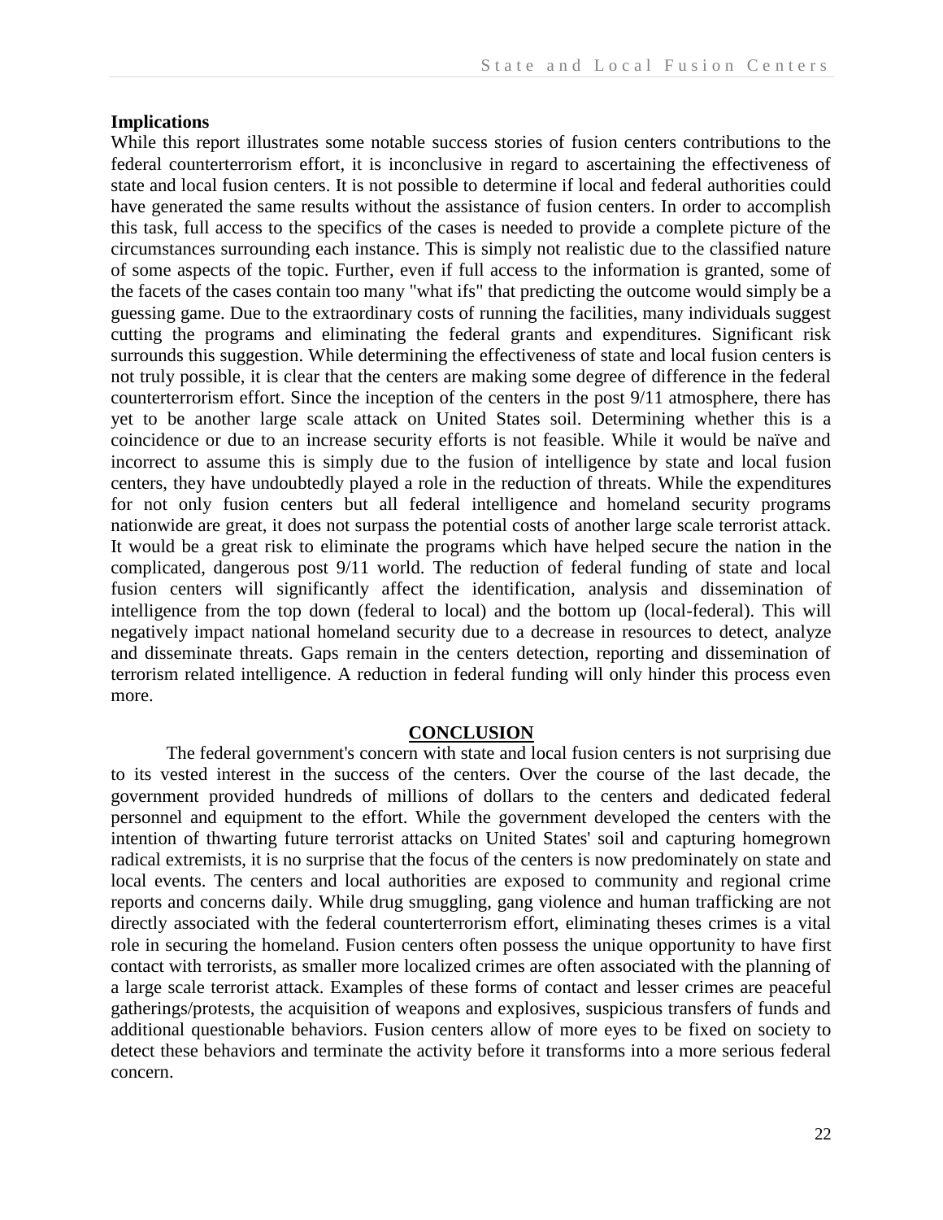**Implications**

While this report illustrates some notable success stories of fusion centers contributions to the federal counterterrorism effort, it is inconclusive in regard to ascertaining the effectiveness of state and local fusion centers. It is not possible to determine if local and federal authorities could have generated the same results without the assistance of fusion centers. In order to accomplish this task, full access to the specifics of the cases is needed to provide a complete picture of the circumstances surrounding each instance. This is simply not realistic due to the classified nature of some aspects of the topic. Further, even if full access to the information is granted, some of the facets of the cases contain too many "what ifs" that predicting the outcome would simply be a guessing game. Due to the extraordinary costs of running the facilities, many individuals suggest cutting the programs and eliminating the federal grants and expenditures. Significant risk surrounds this suggestion. While determining the effectiveness of state and local fusion centers is not truly possible, it is clear that the centers are making some degree of difference in the federal counterterrorism effort. Since the inception of the centers in the post 9/11 atmosphere, there has yet to be another large scale attack on United States soil. Determining whether this is a coincidence or due to an increase security efforts is not feasible. While it would be naïve and incorrect to assume this is simply due to the fusion of intelligence by state and local fusion centers, they have undoubtedly played a role in the reduction of threats. While the expenditures for not only fusion centers but all federal intelligence and homeland security programs nationwide are great, it does not surpass the potential costs of another large scale terrorist attack. It would be a great risk to eliminate the programs which have helped secure the nation in the complicated, dangerous post 9/11 world. The reduction of federal funding of state and local fusion centers will significantly affect the identification, analysis and dissemination of intelligence from the top down (federal to local) and the bottom up (local-federal). This will negatively impact national homeland security due to a decrease in resources to detect, analyze and disseminate threats. Gaps remain in the centers detection, reporting and dissemination of terrorism related intelligence. A reduction in federal funding will only hinder this process even more.

## CONCLUSION

The federal government's concern with state and local fusion centers is not surprising due to its vested interest in the success of the centers. Over the course of the last decade, the government provided hundreds of millions of dollars to the centers and dedicated federal personnel and equipment to the effort. While the government developed the centers with the intention of thwarting future terrorist attacks on United States' soil and capturing homegrown radical extremists, it is no surprise that the focus of the centers is now predominately on state and local events. The centers and local authorities are exposed to community and regional crime reports and concerns daily. While drug smuggling, gang violence and human trafficking are not directly associated with the federal counterterrorism effort, eliminating theses crimes is a vital role in securing the homeland. Fusion centers often possess the unique opportunity to have first contact with terrorists, as smaller more localized crimes are often associated with the planning of a large scale terrorist attack. Examples of these forms of contact and lesser crimes are peaceful gatherings/protests, the acquisition of weapons and explosives, suspicious transfers of funds and additional questionable behaviors. Fusion centers allow of more eyes to be fixed on society to detect these behaviors and terminate the activity before it transforms into a more serious federal concern.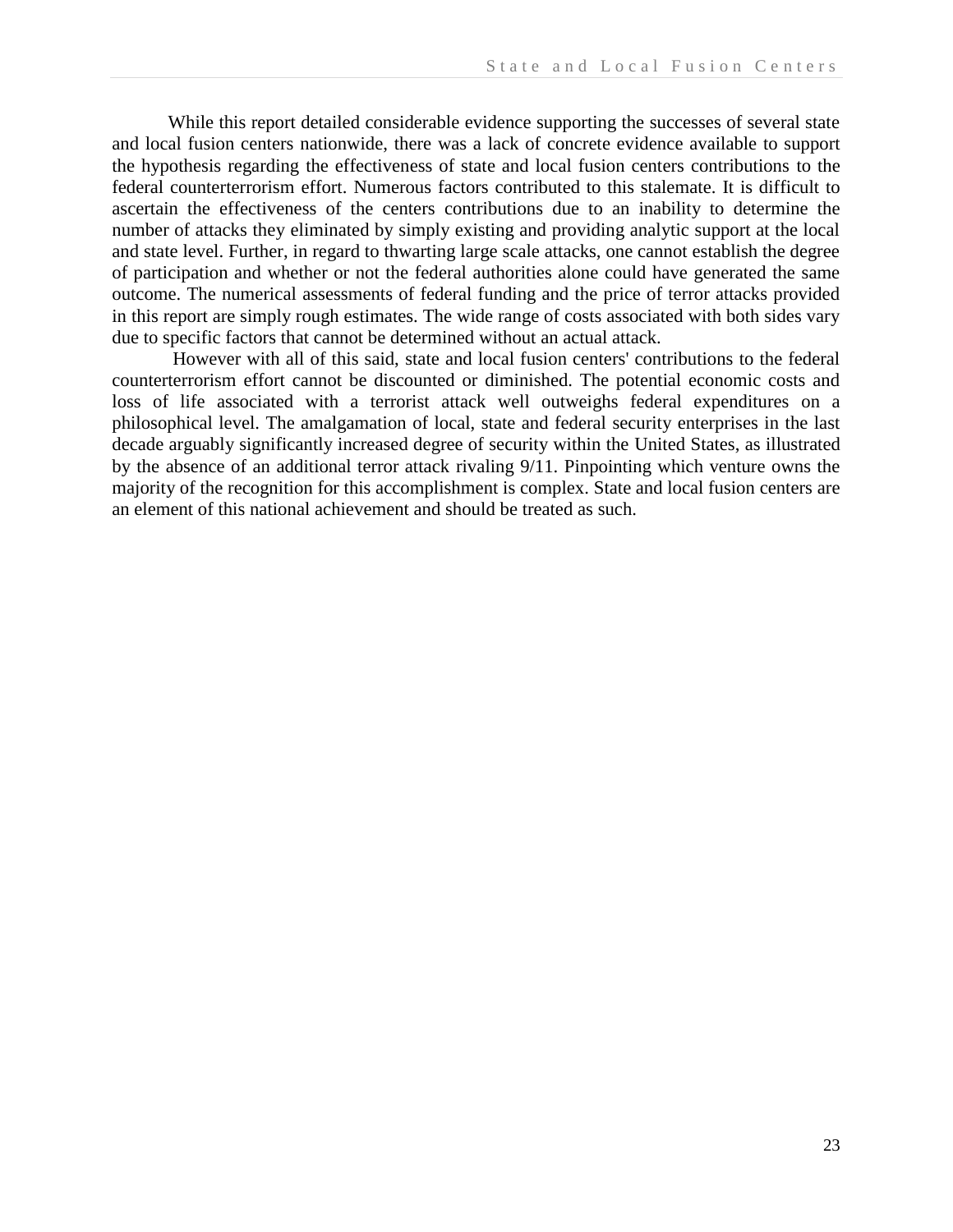While this report detailed considerable evidence supporting the successes of several state and local fusion centers nationwide, there was a lack of concrete evidence available to support the hypothesis regarding the effectiveness of state and local fusion centers contributions to the federal counterterrorism effort. Numerous factors contributed to this stalemate. It is difficult to ascertain the effectiveness of the centers contributions due to an inability to determine the number of attacks they eliminated by simply existing and providing analytic support at the local and state level. Further, in regard to thwarting large scale attacks, one cannot establish the degree of participation and whether or not the federal authorities alone could have generated the same outcome. The numerical assessments of federal funding and the price of terror attacks provided in this report are simply rough estimates. The wide range of costs associated with both sides vary due to specific factors that cannot be determined without an actual attack.

However with all of this said, state and local fusion centers' contributions to the federal counterterrorism effort cannot be discounted or diminished. The potential economic costs and loss of life associated with a terrorist attack well outweighs federal expenditures on a philosophical level. The amalgamation of local, state and federal security enterprises in the last decade arguably significantly increased degree of security within the United States, as illustrated by the absence of an additional terror attack rivaling 9/11. Pinpointing which venture owns the majority of the recognition for this accomplishment is complex. State and local fusion centers are an element of this national achievement and should be treated as such.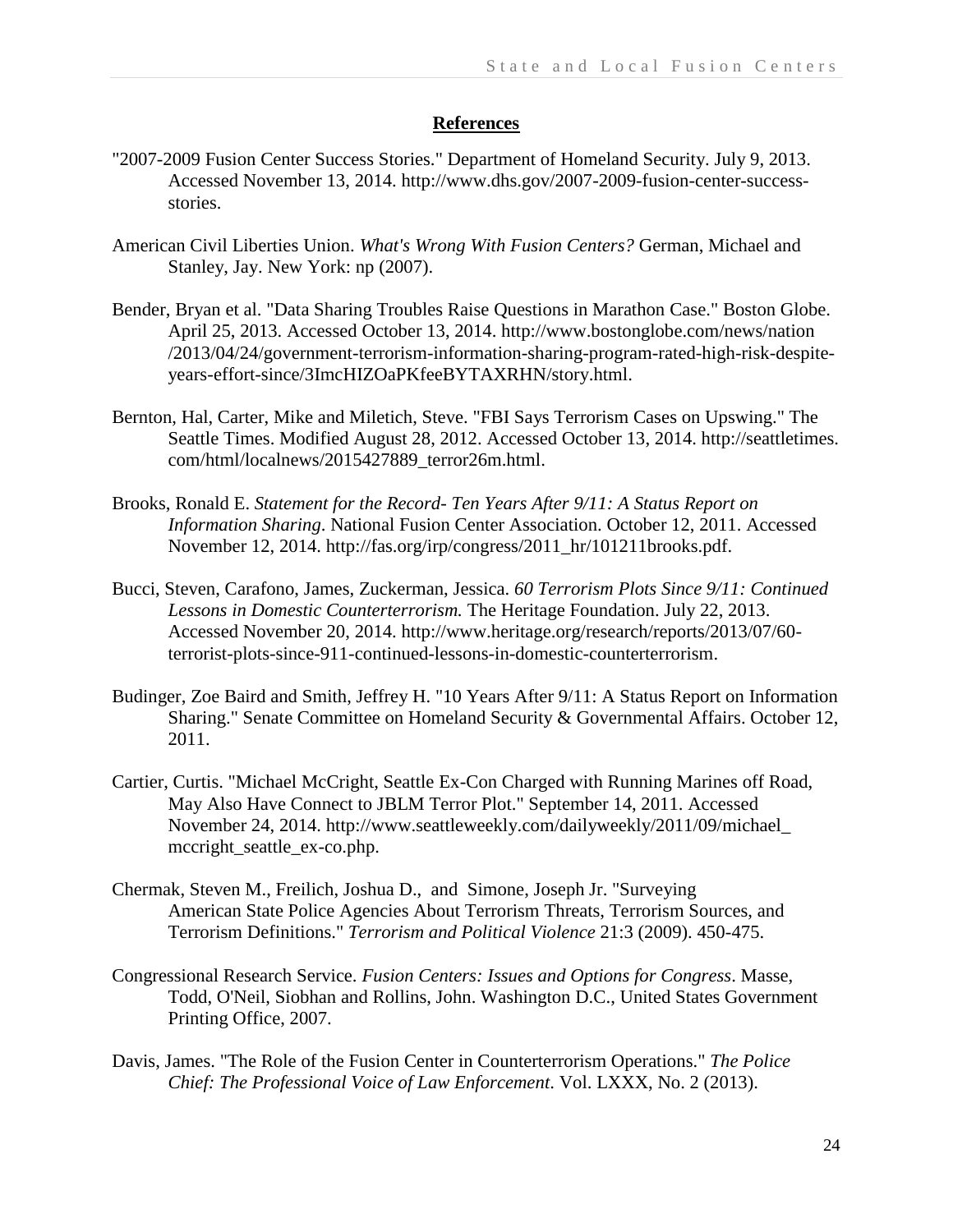## References

"2007-2009 Fusion Center Success Stories." Department of Homeland Security. July 9, 2013. Accessed November 13, 2014. http://www.dhs.gov/2007-2009-fusion-center-success-stories.

American Civil Liberties Union. *What's Wrong With Fusion Centers?* German, Michael and Stanley, Jay. New York: np (2007).

Bender, Bryan et al. "Data Sharing Troubles Raise Questions in Marathon Case." Boston Globe. April 25, 2013. Accessed October 13, 2014. http://www.bostonglobe.com/news/nation/2013/04/24/government-terrorism-information-sharing-program-rated-high-risk-despite-years-effort-since/3ImcHIZOaPKfeeBYTAXRHN/story.html.

Bernton, Hal, Carter, Mike and Miletich, Steve. "FBI Says Terrorism Cases on Upswing." The Seattle Times. Modified August 28, 2012. Accessed October 13, 2014. http://seattletimes.com/html/localnews/2015427889_terror26m.html.

Brooks, Ronald E. *Statement for the Record- Ten Years After 9/11: A Status Report on Information Sharing.* National Fusion Center Association. October 12, 2011. Accessed November 12, 2014. http://fas.org/irp/congress/2011_hr/101211brooks.pdf.

Bucci, Steven, Carafono, James, Zuckerman, Jessica. *60 Terrorism Plots Since 9/11: Continued Lessons in Domestic Counterterrorism.* The Heritage Foundation. July 22, 2013. Accessed November 20, 2014. http://www.heritage.org/research/reports/2013/07/60-terrorist-plots-since-911-continued-lessons-in-domestic-counterterrorism.

Budinger, Zoe Baird and Smith, Jeffrey H. "10 Years After 9/11: A Status Report on Information Sharing." Senate Committee on Homeland Security & Governmental Affairs. October 12, 2011.

Cartier, Curtis. "Michael McCright, Seattle Ex-Con Charged with Running Marines off Road, May Also Have Connect to JBLM Terror Plot." September 14, 2011. Accessed November 24, 2014. http://www.seattleweekly.com/dailyweekly/2011/09/michael_mccright_seattle_ex-co.php.

Chermak, Steven M., Freilich, Joshua D., and Simone, Joseph Jr. "Surveying American State Police Agencies About Terrorism Threats, Terrorism Sources, and Terrorism Definitions." *Terrorism and Political Violence* 21:3 (2009). 450-475.

Congressional Research Service. *Fusion Centers: Issues and Options for Congress*. Masse, Todd, O'Neil, Siobhan and Rollins, John. Washington D.C., United States Government Printing Office, 2007.

Davis, James. "The Role of the Fusion Center in Counterterrorism Operations." *The Police Chief: The Professional Voice of Law Enforcement*. Vol. LXXX, No. 2 (2013).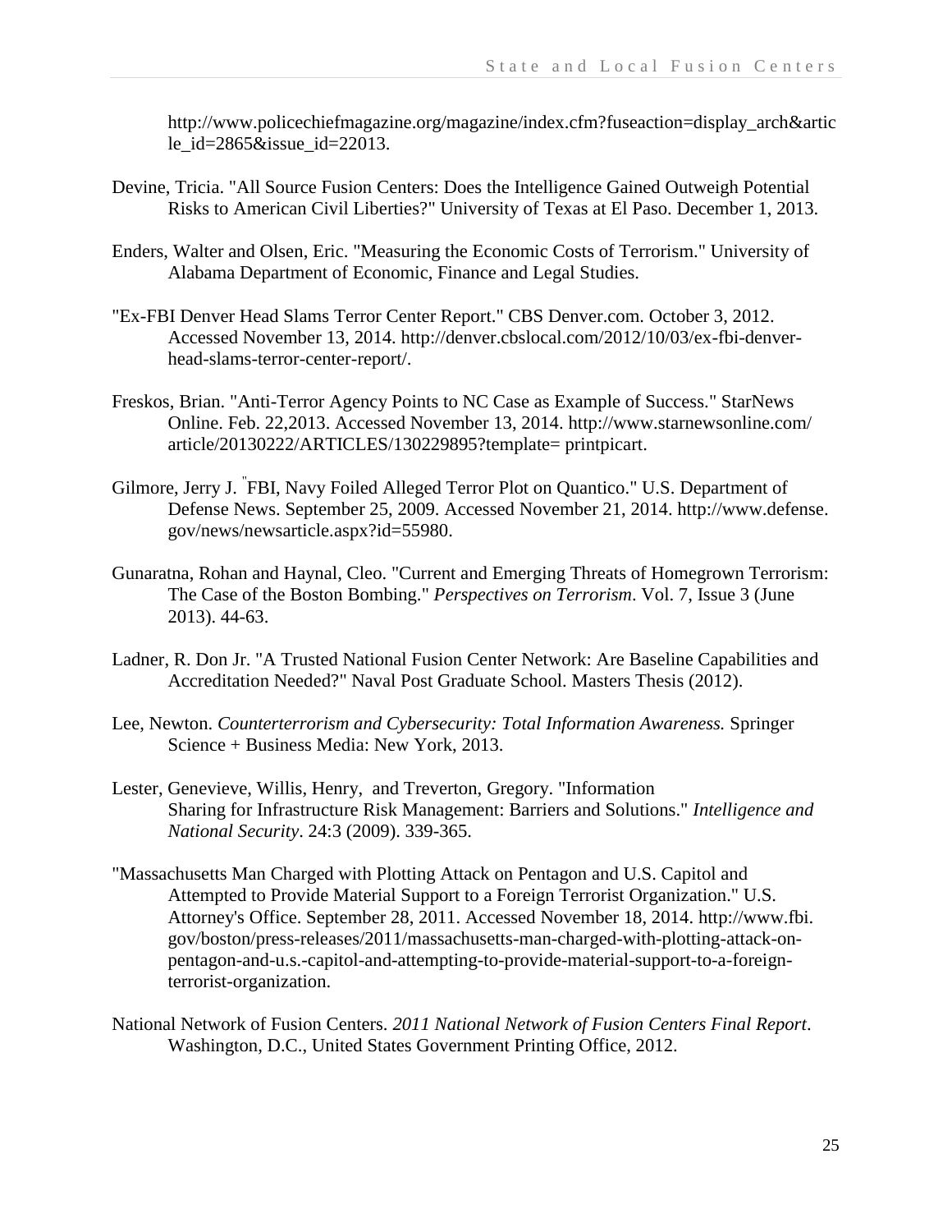http://www.policechiefmagazine.org/magazine/index.cfm?fuseaction=display_arch&article_id=2865&issue_id=22013.

Devine, Tricia. "All Source Fusion Centers: Does the Intelligence Gained Outweigh Potential Risks to American Civil Liberties?" University of Texas at El Paso. December 1, 2013.

Enders, Walter and Olsen, Eric. "Measuring the Economic Costs of Terrorism." University of Alabama Department of Economic, Finance and Legal Studies.

"Ex-FBI Denver Head Slams Terror Center Report." CBS Denver.com. October 3, 2012. Accessed November 13, 2014. http://denver.cbslocal.com/2012/10/03/ex-fbi-denver-head-slams-terror-center-report/.

Freskos, Brian. "Anti-Terror Agency Points to NC Case as Example of Success." StarNews Online. Feb. 22,2013. Accessed November 13, 2014. http://www.starnewsonline.com/article/20130222/ARTICLES/130229895?template= printpicart.

Gilmore, Jerry J. "FBI, Navy Foiled Alleged Terror Plot on Quantico." U.S. Department of Defense News. September 25, 2009. Accessed November 21, 2014. http://www.defense.gov/news/newsarticle.aspx?id=55980.

Gunaratna, Rohan and Haynal, Cleo. "Current and Emerging Threats of Homegrown Terrorism: The Case of the Boston Bombing." *Perspectives on Terrorism*. Vol. 7, Issue 3 (June 2013). 44-63.

Ladner, R. Don Jr. "A Trusted National Fusion Center Network: Are Baseline Capabilities and Accreditation Needed?" Naval Post Graduate School. Masters Thesis (2012).

Lee, Newton. *Counterterrorism and Cybersecurity: Total Information Awareness.* Springer Science + Business Media: New York, 2013.

Lester, Genevieve, Willis, Henry, and Treverton, Gregory. "Information Sharing for Infrastructure Risk Management: Barriers and Solutions." *Intelligence and National Security*. 24:3 (2009). 339-365.

"Massachusetts Man Charged with Plotting Attack on Pentagon and U.S. Capitol and Attempted to Provide Material Support to a Foreign Terrorist Organization." U.S. Attorney's Office. September 28, 2011. Accessed November 18, 2014. http://www.fbi.gov/boston/press-releases/2011/massachusetts-man-charged-with-plotting-attack-on-pentagon-and-u.s.-capitol-and-attempting-to-provide-material-support-to-a-foreign-terrorist-organization.

National Network of Fusion Centers. *2011 National Network of Fusion Centers Final Report*. Washington, D.C., United States Government Printing Office, 2012.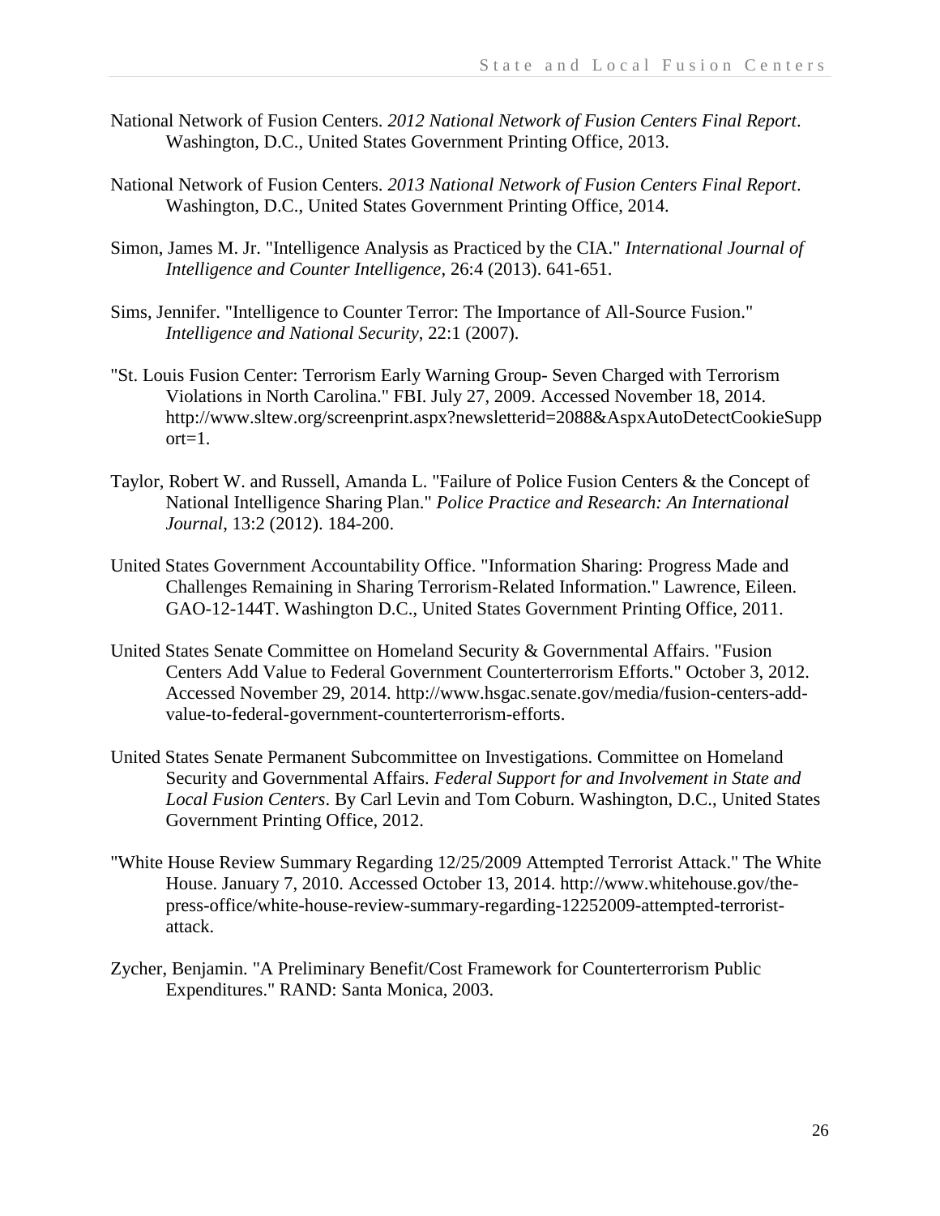National Network of Fusion Centers. *2012 National Network of Fusion Centers Final Report*. Washington, D.C., United States Government Printing Office, 2013.

National Network of Fusion Centers. *2013 National Network of Fusion Centers Final Report*. Washington, D.C., United States Government Printing Office, 2014.

Simon, James M. Jr. "Intelligence Analysis as Practiced by the CIA." *International Journal of Intelligence and Counter Intelligence*, 26:4 (2013). 641-651.

Sims, Jennifer. "Intelligence to Counter Terror: The Importance of All-Source Fusion." *Intelligence and National Security*, 22:1 (2007).

"St. Louis Fusion Center: Terrorism Early Warning Group- Seven Charged with Terrorism Violations in North Carolina." FBI. July 27, 2009. Accessed November 18, 2014. http://www.sltew.org/screenprint.aspx?newsletterid=2088&AspxAutoDetectCookieSupport=1.

Taylor, Robert W. and Russell, Amanda L. "Failure of Police Fusion Centers & the Concept of National Intelligence Sharing Plan." *Police Practice and Research: An International Journal*, 13:2 (2012). 184-200.

United States Government Accountability Office. "Information Sharing: Progress Made and Challenges Remaining in Sharing Terrorism-Related Information." Lawrence, Eileen. GAO-12-144T. Washington D.C., United States Government Printing Office, 2011.

United States Senate Committee on Homeland Security & Governmental Affairs. "Fusion Centers Add Value to Federal Government Counterterrorism Efforts." October 3, 2012. Accessed November 29, 2014. http://www.hsgac.senate.gov/media/fusion-centers-add-value-to-federal-government-counterterrorism-efforts.

United States Senate Permanent Subcommittee on Investigations. Committee on Homeland Security and Governmental Affairs. *Federal Support for and Involvement in State and Local Fusion Centers*. By Carl Levin and Tom Coburn. Washington, D.C., United States Government Printing Office, 2012.

"White House Review Summary Regarding 12/25/2009 Attempted Terrorist Attack." The White House. January 7, 2010. Accessed October 13, 2014. http://www.whitehouse.gov/the-press-office/white-house-review-summary-regarding-12252009-attempted-terrorist-attack.

Zycher, Benjamin. "A Preliminary Benefit/Cost Framework for Counterterrorism Public Expenditures." RAND: Santa Monica, 2003.